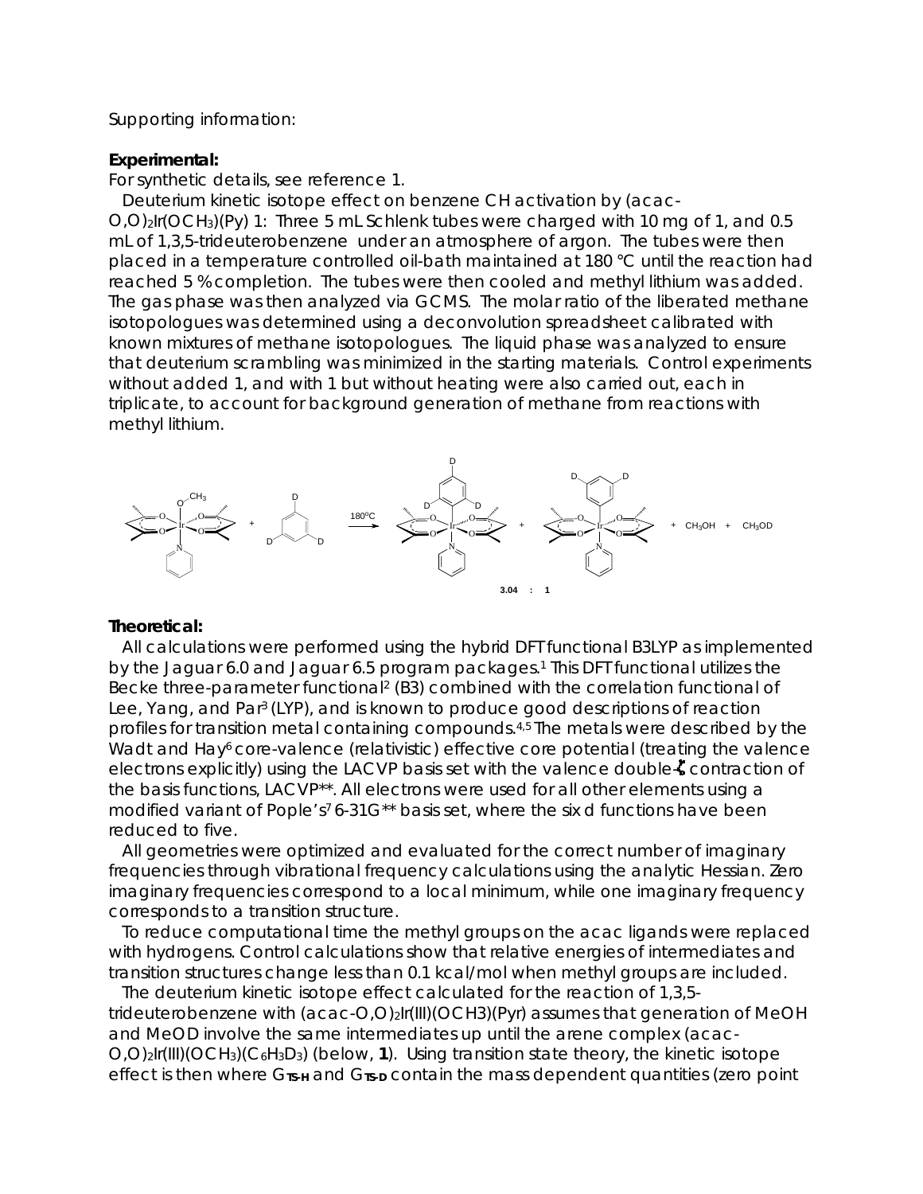Supporting information:

**Experimental:**

For synthetic details, see reference 1.

Deuterium kinetic isotope effect on benzene CH activation by (acac-O,O)$_2$Ir(OCH$_3$)(Py) 1: Three 5 mL Schlenk tubes were charged with 10 mg of 1, and 0.5 mL of 1,3,5-trideuterobenzene under an atmosphere of argon. The tubes were then placed in a temperature controlled oil-bath maintained at 180 °C until the reaction had reached 5 % completion. The tubes were then cooled and methyl lithium was added. The gas phase was then analyzed via GCMS. The molar ratio of the liberated methane isotopologues was determined using a deconvolution spreadsheet calibrated with known mixtures of methane isotopologues. The liquid phase was analyzed to ensure that deuterium scrambling was minimized in the starting materials. Control experiments without added 1, and with 1 but without heating were also carried out, each in triplicate, to account for background generation of methane from reactions with methyl lithium.

180ºC

+ CH$_3$OH + CH$_3$OD

3.04 : 1

**Theoretical:**

All calculations were performed using the hybrid DFT functional B3LYP as implemented by the Jaguar 6.0 and Jaguar 6.5 program packages.[1] This DFT functional utilizes the Becke three-parameter functional[2] (B3) combined with the correlation functional of Lee, Yang, and Par[3] (LYP), and is known to produce good descriptions of reaction profiles for transition metal containing compounds.[4,5] The metals were described by the Wadt and Hay[6] core-valence (relativistic) effective core potential (treating the valence electrons explicitly) using the LACVP basis set with the valence double-ζ contraction of the basis functions, LACVP**. All electrons were used for all other elements using a modified variant of Pople's[7] 6-31G** basis set, where the six d functions have been reduced to five.

All geometries were optimized and evaluated for the correct number of imaginary frequencies through vibrational frequency calculations using the analytic Hessian. Zero imaginary frequencies correspond to a local minimum, while one imaginary frequency corresponds to a transition structure.

To reduce computational time the methyl groups on the acac ligands were replaced with hydrogens. Control calculations show that relative energies of intermediates and transition structures change less than 0.1 kcal/mol when methyl groups are included.

The deuterium kinetic isotope effect calculated for the reaction of 1,3,5-trideuterobenzene with (acac-O,O)$_2$Ir(III)(OCH3)(Pyr) assumes that generation of MeOH and MeOD involve the same intermediates up until the arene complex (acac-O,O)$_2$Ir(III)(OCH$_3$)(C$_6$H$_3$D$_3$) (below, **1**). Using transition state theory, the kinetic isotope effect is then where $G_{TS-H}$ and $G_{TS-D}$ contain the mass dependent quantities (zero point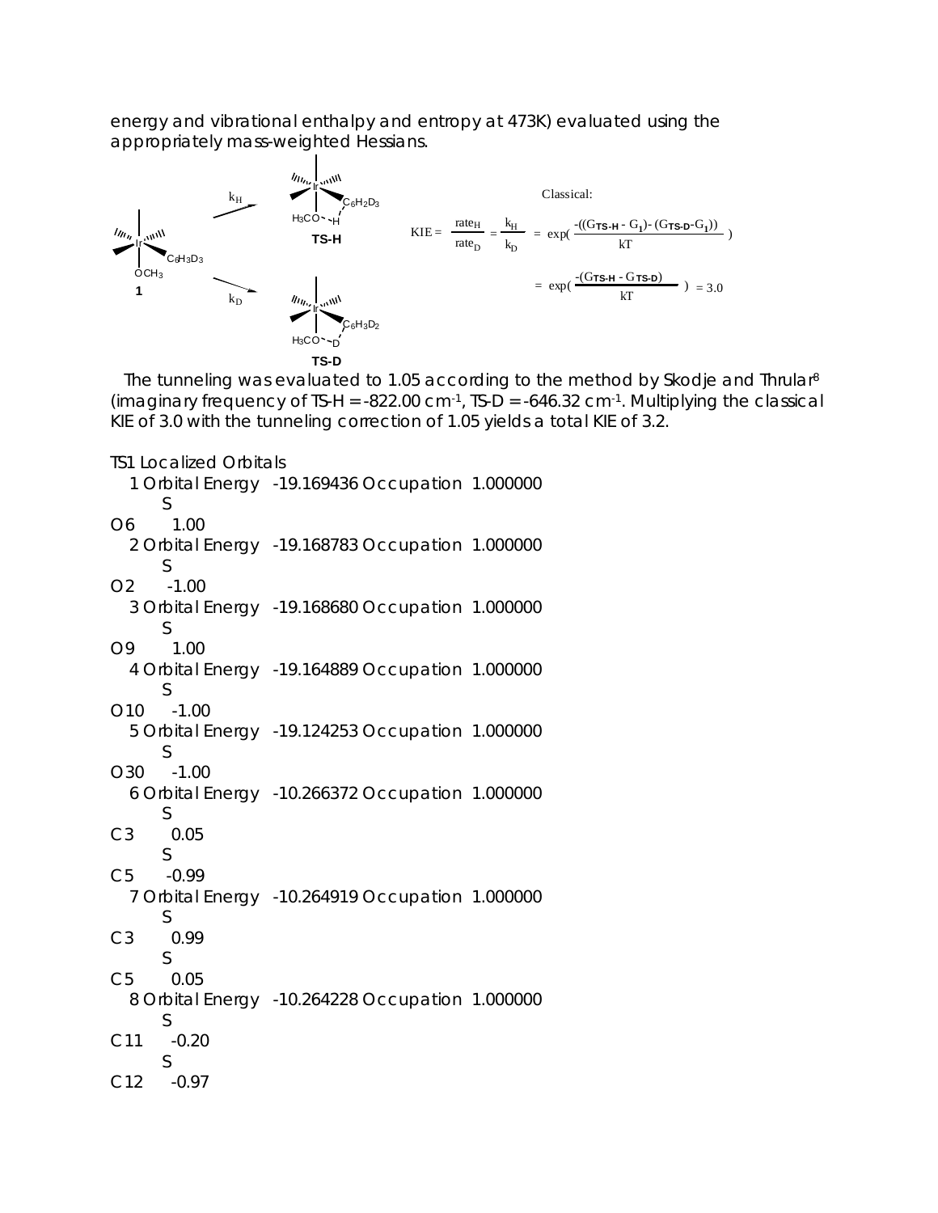energy and vibrational enthalpy and entropy at 473K) evaluated using the appropriately mass-weighted Hessians.

$$\mathrm{KIE} = \frac{\mathrm{rate_H}}{\mathrm{rate_D}} = \frac{k_H}{k_D} = \exp\left(\frac{-((G_{\mathbf{TS\text{-}H}} - G_{\mathbf{1}}) - (G_{\mathbf{TS\text{-}D}} - G_{\mathbf{1}}))}{kT}\right)$$

Classical:

$$= \exp\left(\frac{-(G_{\mathbf{TS\text{-}H}} - G_{\mathbf{TS\text{-}D}})}{kT}\right) = 3.0$$

The tunneling was evaluated to 1.05 according to the method by Skodje and Thrular[8] (imaginary frequency of TS-H = -822.00 cm$^{-1}$, TS-D = -646.32 cm$^{-1}$. Multiplying the classical KIE of 3.0 with the tunneling correction of 1.05 yields a total KIE of 3.2.

TS1 Localized Orbitals

```
   1 Orbital Energy  -19.169436 Occupation  1.000000
        S
O6       1.00
   2 Orbital Energy  -19.168783 Occupation  1.000000
        S
O2      -1.00
   3 Orbital Energy  -19.168680 Occupation  1.000000
        S
O9       1.00
   4 Orbital Energy  -19.164889 Occupation  1.000000
        S
O10     -1.00
   5 Orbital Energy  -19.124253 Occupation  1.000000
        S
O30     -1.00
   6 Orbital Energy  -10.266372 Occupation  1.000000
        S
C3       0.05
        S
C5      -0.99
   7 Orbital Energy  -10.264919 Occupation  1.000000
        S
C3       0.99
        S
C5       0.05
   8 Orbital Energy  -10.264228 Occupation  1.000000
        S
C11     -0.20
        S
C12     -0.97
```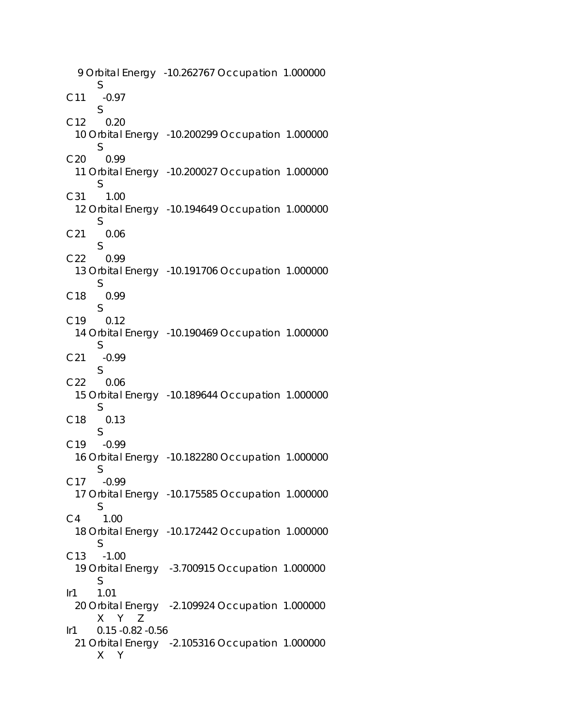9 Orbital Energy -10.262767 Occupation 1.000000
S
C11 -0.97
S
C12 0.20
10 Orbital Energy -10.200299 Occupation 1.000000
S
C20 0.99
11 Orbital Energy -10.200027 Occupation 1.000000
S
C31 1.00
12 Orbital Energy -10.194649 Occupation 1.000000
S
C21 0.06
S
C22 0.99
13 Orbital Energy -10.191706 Occupation 1.000000
S
C18 0.99
S
C19 0.12
14 Orbital Energy -10.190469 Occupation 1.000000
S
C21 -0.99
S
C22 0.06
15 Orbital Energy -10.189644 Occupation 1.000000
S
C18 0.13
S
C19 -0.99
16 Orbital Energy -10.182280 Occupation 1.000000
S
C17 -0.99
17 Orbital Energy -10.175585 Occupation 1.000000
S
C4 1.00
18 Orbital Energy -10.172442 Occupation 1.000000
S
C13 -1.00
19 Orbital Energy -3.700915 Occupation 1.000000
S
Ir1 1.01
20 Orbital Energy -2.109924 Occupation 1.000000
X Y Z
Ir1 0.15 -0.82 -0.56
21 Orbital Energy -2.105316 Occupation 1.000000
X Y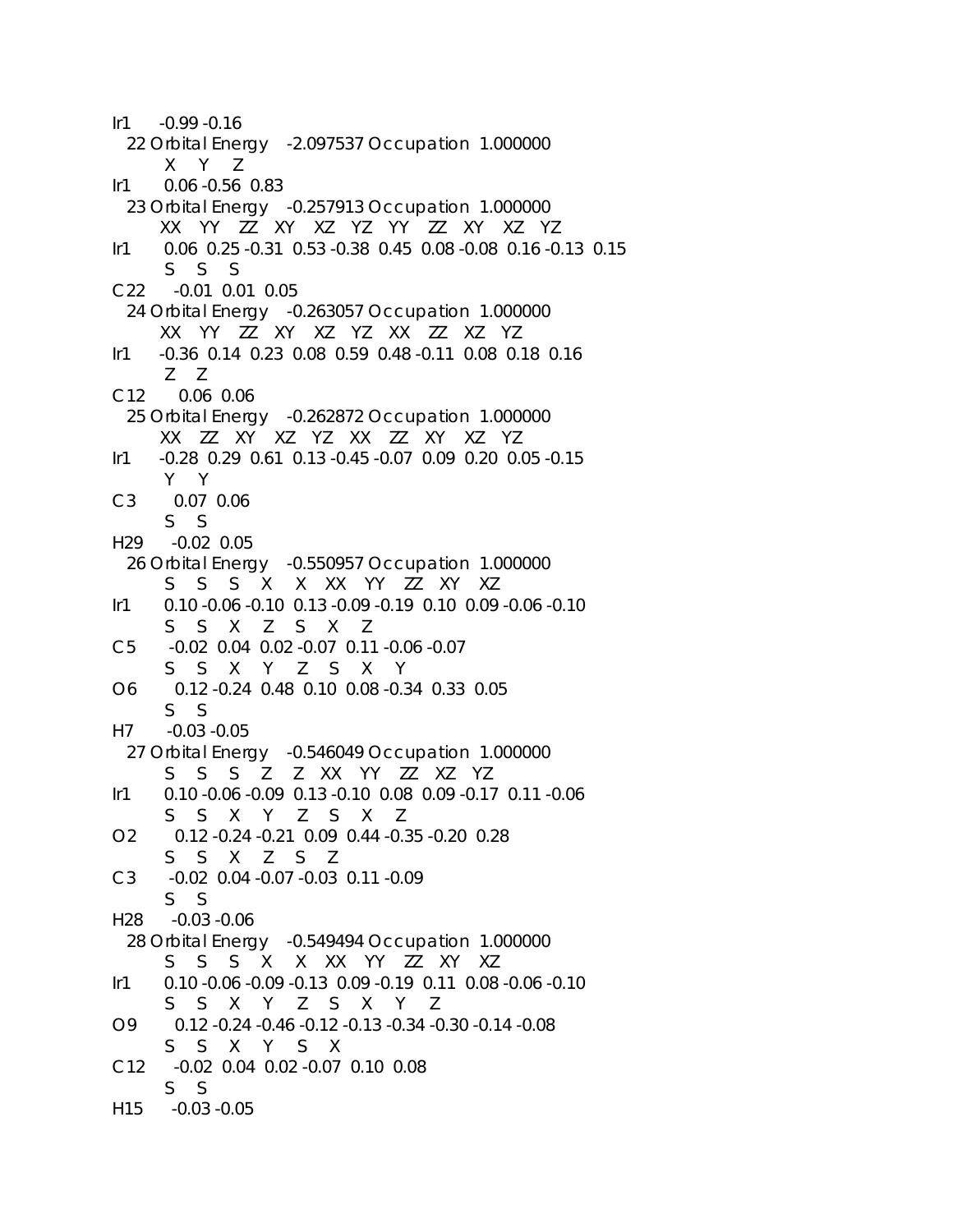```
Ir1     -0.99 -0.16
  22 Orbital Energy   -2.097537 Occupation  1.000000
         X    Y    Z
Ir1      0.06 -0.56  0.83
  23 Orbital Energy   -0.257913 Occupation  1.000000
        XX   YY   ZZ   XY   XZ   YZ   YY   ZZ   XY   XZ   YZ
Ir1      0.06  0.25 -0.31  0.53 -0.38  0.45  0.08 -0.08  0.16 -0.13  0.15
         S    S    S
C22     -0.01  0.01  0.05
  24 Orbital Energy   -0.263057 Occupation  1.000000
        XX   YY   ZZ   XY   XZ   YZ   XX   ZZ   XZ   YZ
Ir1     -0.36  0.14  0.23  0.08  0.59  0.48 -0.11  0.08  0.18  0.16
         Z    Z
C12      0.06  0.06
  25 Orbital Energy   -0.262872 Occupation  1.000000
        XX   ZZ   XY   XZ   YZ   XX   ZZ   XY   XZ   YZ
Ir1     -0.28  0.29  0.61  0.13 -0.45 -0.07  0.09  0.20  0.05 -0.15
         Y    Y
C3       0.07  0.06
         S    S
H29     -0.02  0.05
  26 Orbital Energy   -0.550957 Occupation  1.000000
         S    S    S    X    X   XX   YY   ZZ   XY   XZ
Ir1      0.10 -0.06 -0.10  0.13 -0.09 -0.19  0.10  0.09 -0.06 -0.10
         S    S    X    Z    S    X    Z
C5      -0.02  0.04  0.02 -0.07  0.11 -0.06 -0.07
         S    S    X    Y    Z    S    X    Y
O6       0.12 -0.24  0.48  0.10  0.08 -0.34  0.33  0.05
         S    S
H7      -0.03 -0.05
  27 Orbital Energy   -0.546049 Occupation  1.000000
         S    S    S    Z    Z   XX   YY   ZZ   XZ   YZ
Ir1      0.10 -0.06 -0.09  0.13 -0.10  0.08  0.09 -0.17  0.11 -0.06
         S    S    X    Y    Z    S    X    Z
O2       0.12 -0.24 -0.21  0.09  0.44 -0.35 -0.20  0.28
         S    S    X    Z    S    Z
C3      -0.02  0.04 -0.07 -0.03  0.11 -0.09
         S    S
H28     -0.03 -0.06
  28 Orbital Energy   -0.549494 Occupation  1.000000
         S    S    S    X    X   XX   YY   ZZ   XY   XZ
Ir1      0.10 -0.06 -0.09 -0.13  0.09 -0.19  0.11  0.08 -0.06 -0.10
         S    S    X    Y    Z    S    X    Y    Z
O9       0.12 -0.24 -0.46 -0.12 -0.13 -0.34 -0.30 -0.14 -0.08
         S    S    X    Y    S    X
C12     -0.02  0.04  0.02 -0.07  0.10  0.08
         S    S
H15     -0.03 -0.05
```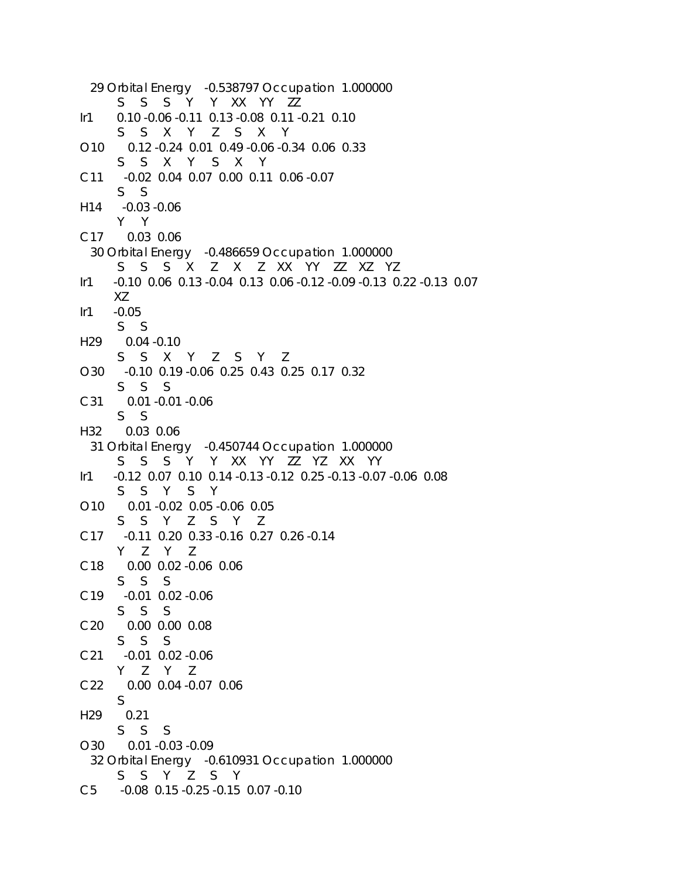```
  29 Orbital Energy   -0.538797 Occupation  1.000000
       S    S    S    Y    Y   XX   YY   ZZ
Ir1    0.10 -0.06 -0.11  0.13 -0.08  0.11 -0.21  0.10
       S    S    X    Y    Z    S    X    Y
O10     0.12 -0.24  0.01  0.49 -0.06 -0.34  0.06  0.33
       S    S    X    Y    S    X    Y
C11    -0.02  0.04  0.07  0.00  0.11  0.06 -0.07
       S    S
H14    -0.03 -0.06
       Y    Y
C17     0.03  0.06
  30 Orbital Energy   -0.486659 Occupation  1.000000
       S    S    S    X    Z    X    Z   XX   YY   ZZ   XZ   YZ
Ir1   -0.10  0.06  0.13 -0.04  0.13  0.06 -0.12 -0.09 -0.13  0.22 -0.13  0.07
      XZ
Ir1   -0.05
       S    S
H29     0.04 -0.10
       S    S    X    Y    Z    S    Y    Z
O30    -0.10  0.19 -0.06  0.25  0.43  0.25  0.17  0.32
       S    S    S
C31     0.01 -0.01 -0.06
       S    S
H32     0.03  0.06
  31 Orbital Energy   -0.450744 Occupation  1.000000
       S    S    S    Y    Y   XX   YY   ZZ   YZ   XX   YY
Ir1   -0.12  0.07  0.10  0.14 -0.13 -0.12  0.25 -0.13 -0.07 -0.06  0.08
       S    S    Y    S    Y
O10     0.01 -0.02  0.05 -0.06  0.05
       S    S    Y    Z    S    Y    Z
C17    -0.11  0.20  0.33 -0.16  0.27  0.26 -0.14
       Y    Z    Y    Z
C18     0.00  0.02 -0.06  0.06
       S    S    S
C19    -0.01  0.02 -0.06
       S    S    S
C20     0.00  0.00  0.08
       S    S    S
C21    -0.01  0.02 -0.06
       Y    Z    Y    Z
C22     0.00  0.04 -0.07  0.06
       S
H29     0.21
       S    S    S
O30     0.01 -0.03 -0.09
  32 Orbital Energy   -0.610931 Occupation  1.000000
       S    S    Y    Z    S    Y
C5    -0.08  0.15 -0.25 -0.15  0.07 -0.10
```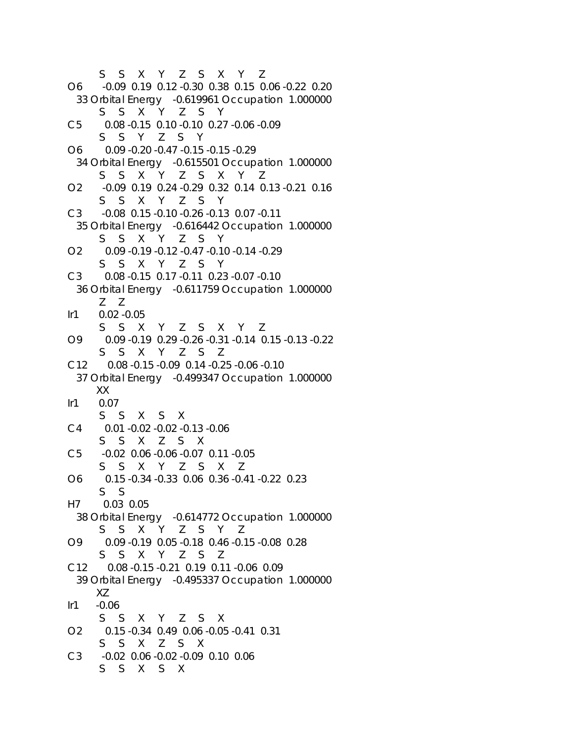```
        S    S    X    Y    Z    S    X    Y    Z
O6      -0.09  0.19  0.12 -0.30  0.38  0.15  0.06 -0.22  0.20
  33 Orbital Energy   -0.619961 Occupation  1.000000
        S    S    X    Y    Z    S    Y
C5       0.08 -0.15  0.10 -0.10  0.27 -0.06 -0.09
        S    S    Y    Z    S    Y
O6       0.09 -0.20 -0.47 -0.15 -0.15 -0.29
  34 Orbital Energy   -0.615501 Occupation  1.000000
        S    S    X    Y    Z    S    X    Y    Z
O2      -0.09  0.19  0.24 -0.29  0.32  0.14  0.13 -0.21  0.16
        S    S    X    Y    Z    S    Y
C3      -0.08  0.15 -0.10 -0.26 -0.13  0.07 -0.11
  35 Orbital Energy   -0.616442 Occupation  1.000000
        S    S    X    Y    Z    S    Y
O2       0.09 -0.19 -0.12 -0.47 -0.10 -0.14 -0.29
        S    S    X    Y    Z    S    Y
C3       0.08 -0.15  0.17 -0.11  0.23 -0.07 -0.10
  36 Orbital Energy   -0.611759 Occupation  1.000000
        Z    Z
Ir1     0.02 -0.05
        S    S    X    Y    Z    S    X    Y    Z
O9       0.09 -0.19  0.29 -0.26 -0.31 -0.14  0.15 -0.13 -0.22
        S    S    X    Y    Z    S    Z
C12      0.08 -0.15 -0.09  0.14 -0.25 -0.06 -0.10
  37 Orbital Energy   -0.499347 Occupation  1.000000
        XX
Ir1     0.07
        S    S    X    S    X
C4       0.01 -0.02 -0.02 -0.13 -0.06
        S    S    X    Z    S    X
C5      -0.02  0.06 -0.06 -0.07  0.11 -0.05
        S    S    X    Y    Z    S    X    Z
O6       0.15 -0.34 -0.33  0.06  0.36 -0.41 -0.22  0.23
        S    S
H7       0.03  0.05
  38 Orbital Energy   -0.614772 Occupation  1.000000
        S    S    X    Y    Z    S    Y    Z
O9       0.09 -0.19  0.05 -0.18  0.46 -0.15 -0.08  0.28
        S    S    X    Y    Z    S    Z
C12      0.08 -0.15 -0.21  0.19  0.11 -0.06  0.09
  39 Orbital Energy   -0.495337 Occupation  1.000000
        XZ
Ir1     -0.06
        S    S    X    Y    Z    S    X
O2       0.15 -0.34  0.49  0.06 -0.05 -0.41  0.31
        S    S    X    Z    S    X
C3      -0.02  0.06 -0.02 -0.09  0.10  0.06
        S    S    X    S    X
```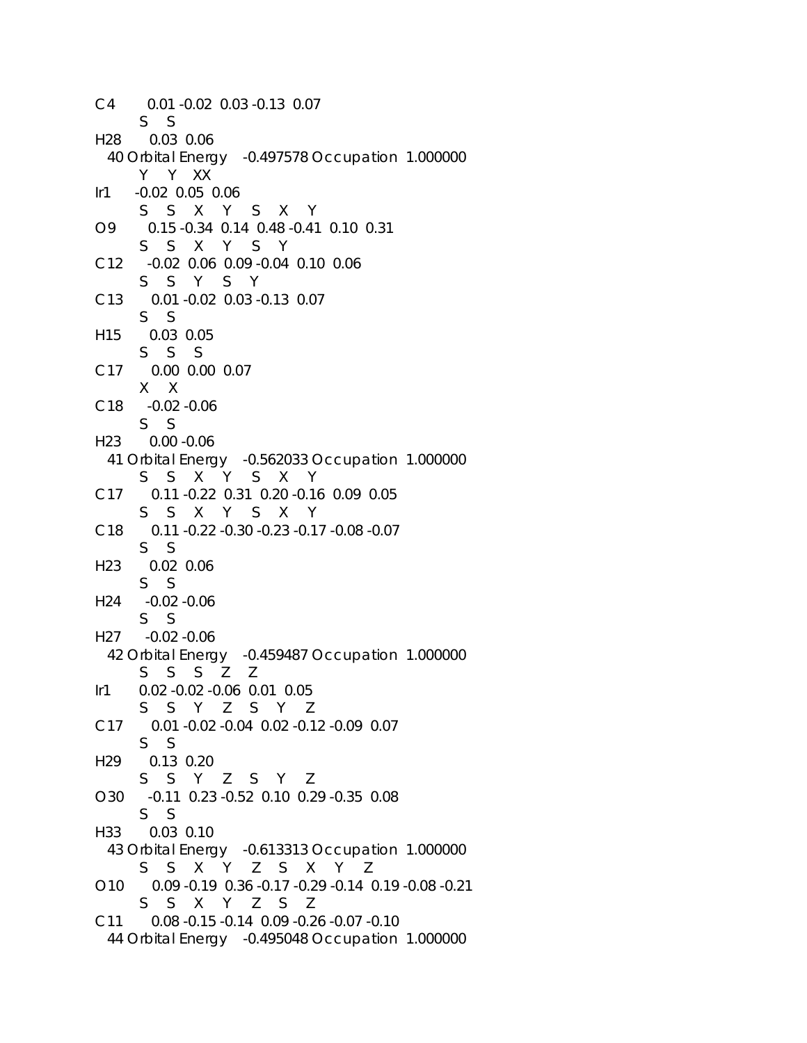```
C4        0.01 -0.02  0.03 -0.13  0.07
          S    S
H28       0.03  0.06
  40 Orbital Energy    -0.497578 Occupation  1.000000
          Y    Y    XX
Ir1     -0.02  0.05  0.06
          S    S    X    Y    S    X    Y
O9        0.15 -0.34  0.14  0.48 -0.41  0.10  0.31
          S    S    X    Y    S    Y
C12      -0.02  0.06  0.09 -0.04  0.10  0.06
          S    S    Y    S    Y
C13       0.01 -0.02  0.03 -0.13  0.07
          S    S
H15       0.03  0.05
          S    S    S
C17       0.00  0.00  0.07
          X    X
C18      -0.02 -0.06
          S    S
H23       0.00 -0.06
  41 Orbital Energy    -0.562033 Occupation  1.000000
          S    S    X    Y    S    X    Y
C17       0.11 -0.22  0.31  0.20 -0.16  0.09  0.05
          S    S    X    Y    S    X    Y
C18       0.11 -0.22 -0.30 -0.23 -0.17 -0.08 -0.07
          S    S
H23       0.02  0.06
          S    S
H24      -0.02 -0.06
          S    S
H27      -0.02 -0.06
  42 Orbital Energy    -0.459487 Occupation  1.000000
          S    S    S    Z    Z
Ir1       0.02 -0.02 -0.06  0.01  0.05
          S    S    Y    Z    S    Y    Z
C17       0.01 -0.02 -0.04  0.02 -0.12 -0.09  0.07
          S    S
H29       0.13  0.20
          S    S    Y    Z    S    Y    Z
O30      -0.11  0.23 -0.52  0.10  0.29 -0.35  0.08
          S    S
H33       0.03  0.10
  43 Orbital Energy    -0.613313 Occupation  1.000000
          S    S    X    Y    Z    S    X    Y    Z
O10       0.09 -0.19  0.36 -0.17 -0.29 -0.14  0.19 -0.08 -0.21
          S    S    X    Y    Z    S    Z
C11       0.08 -0.15 -0.14  0.09 -0.26 -0.07 -0.10
  44 Orbital Energy    -0.495048 Occupation  1.000000
```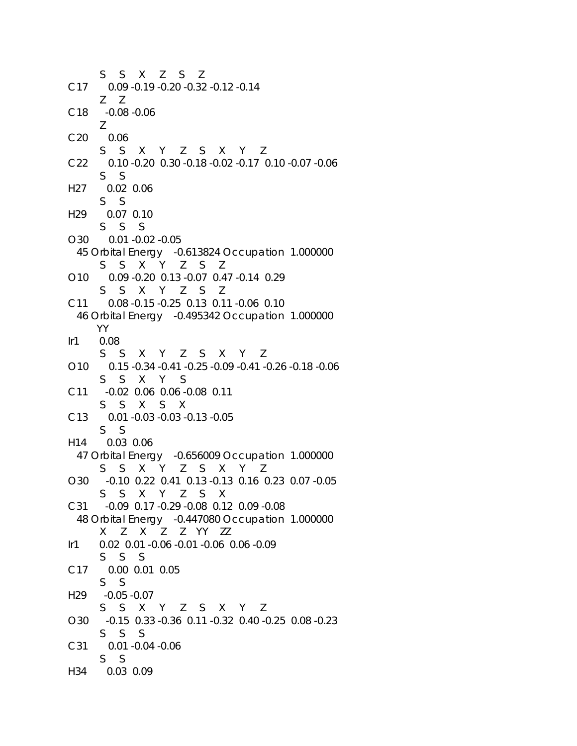```
         S    S    X    Z    S    Z
C17      0.09 -0.19 -0.20 -0.32 -0.12 -0.14
         Z    Z
C18     -0.08 -0.06
         Z
C20      0.06
         S    S    X    Y    Z    S    X    Y    Z
C22      0.10 -0.20  0.30 -0.18 -0.02 -0.17  0.10 -0.07 -0.06
         S    S
H27      0.02  0.06
         S    S
H29      0.07  0.10
         S    S    S
O30      0.01 -0.02 -0.05
  45 Orbital Energy   -0.613824 Occupation  1.000000
         S    S    X    Y    Z    S    Z
O10      0.09 -0.20  0.13 -0.07  0.47 -0.14  0.29
         S    S    X    Y    Z    S    Z
C11      0.08 -0.15 -0.25  0.13  0.11 -0.06  0.10
  46 Orbital Energy   -0.495342 Occupation  1.000000
        YY
Ir1     0.08
         S    S    X    Y    Z    S    X    Y    Z
O10      0.15 -0.34 -0.41 -0.25 -0.09 -0.41 -0.26 -0.18 -0.06
         S    S    X    Y    S
C11     -0.02  0.06  0.06 -0.08  0.11
         S    S    X    S    X
C13      0.01 -0.03 -0.03 -0.13 -0.05
         S    S
H14      0.03  0.06
  47 Orbital Energy   -0.656009 Occupation  1.000000
         S    S    X    Y    Z    S    X    Y    Z
O30     -0.10  0.22  0.41  0.13 -0.13  0.16  0.23  0.07 -0.05
         S    S    X    Y    Z    S    X
C31     -0.09  0.17 -0.29 -0.08  0.12  0.09 -0.08
  48 Orbital Energy   -0.447080 Occupation  1.000000
         X    Z    X    Z    Z   YY   ZZ
Ir1     0.02  0.01 -0.06 -0.01 -0.06  0.06 -0.09
         S    S    S
C17      0.00  0.01  0.05
         S    S
H29     -0.05 -0.07
         S    S    X    Y    Z    S    X    Y    Z
O30     -0.15  0.33 -0.36  0.11 -0.32  0.40 -0.25  0.08 -0.23
         S    S    S
C31      0.01 -0.04 -0.06
         S    S
H34      0.03  0.09
```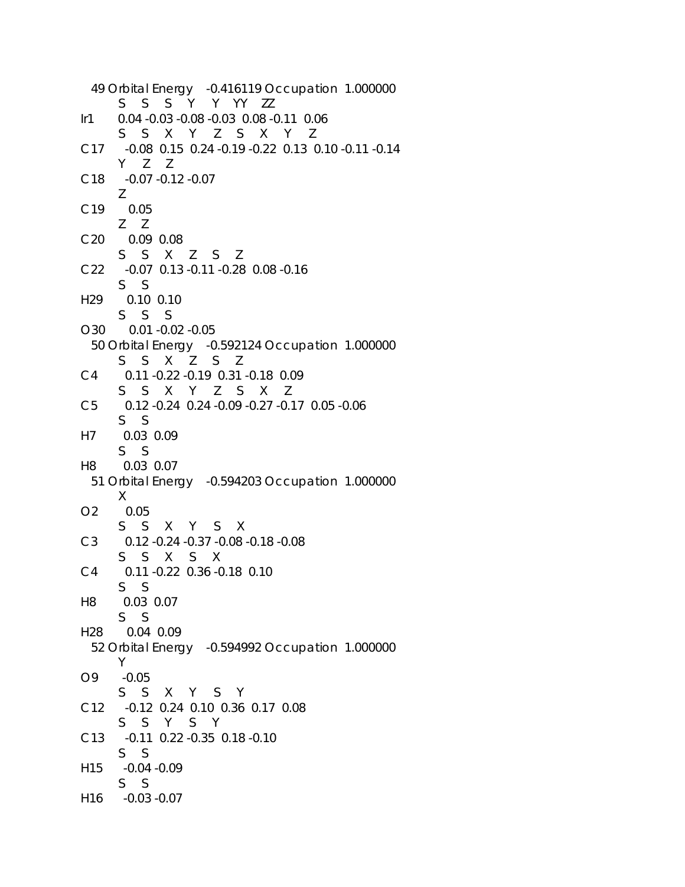```
  49 Orbital Energy    -0.416119 Occupation  1.000000
        S     S     S     Y     Y    YY    ZZ
Ir1      0.04 -0.03 -0.08 -0.03  0.08 -0.11  0.06
        S     S     X     Y     Z     S     X     Y     Z
C17     -0.08  0.15  0.24 -0.19 -0.22  0.13  0.10 -0.11 -0.14
        Y     Z     Z
C18     -0.07 -0.12 -0.07
        Z
C19      0.05
        Z     Z
C20      0.09  0.08
        S     S     X     Z     S     Z
C22     -0.07  0.13 -0.11 -0.28  0.08 -0.16
        S     S
H29      0.10  0.10
        S     S     S
O30      0.01 -0.02 -0.05
  50 Orbital Energy    -0.592124 Occupation  1.000000
        S     S     X     Z     S     Z
C4       0.11 -0.22 -0.19  0.31 -0.18  0.09
        S     S     X     Y     Z     S     X     Z
C5       0.12 -0.24  0.24 -0.09 -0.27 -0.17  0.05 -0.06
        S     S
H7       0.03  0.09
        S     S
H8       0.03  0.07
  51 Orbital Energy    -0.594203 Occupation  1.000000
        X
O2       0.05
        S     S     X     Y     S     X
C3       0.12 -0.24 -0.37 -0.08 -0.18 -0.08
        S     S     X     S     X
C4       0.11 -0.22  0.36 -0.18  0.10
        S     S
H8       0.03  0.07
        S     S
H28      0.04  0.09
  52 Orbital Energy    -0.594992 Occupation  1.000000
        Y
O9      -0.05
        S     S     X     Y     S     Y
C12     -0.12  0.24  0.10  0.36  0.17  0.08
        S     S     Y     S     Y
C13     -0.11  0.22 -0.35  0.18 -0.10
        S     S
H15     -0.04 -0.09
        S     S
H16     -0.03 -0.07
```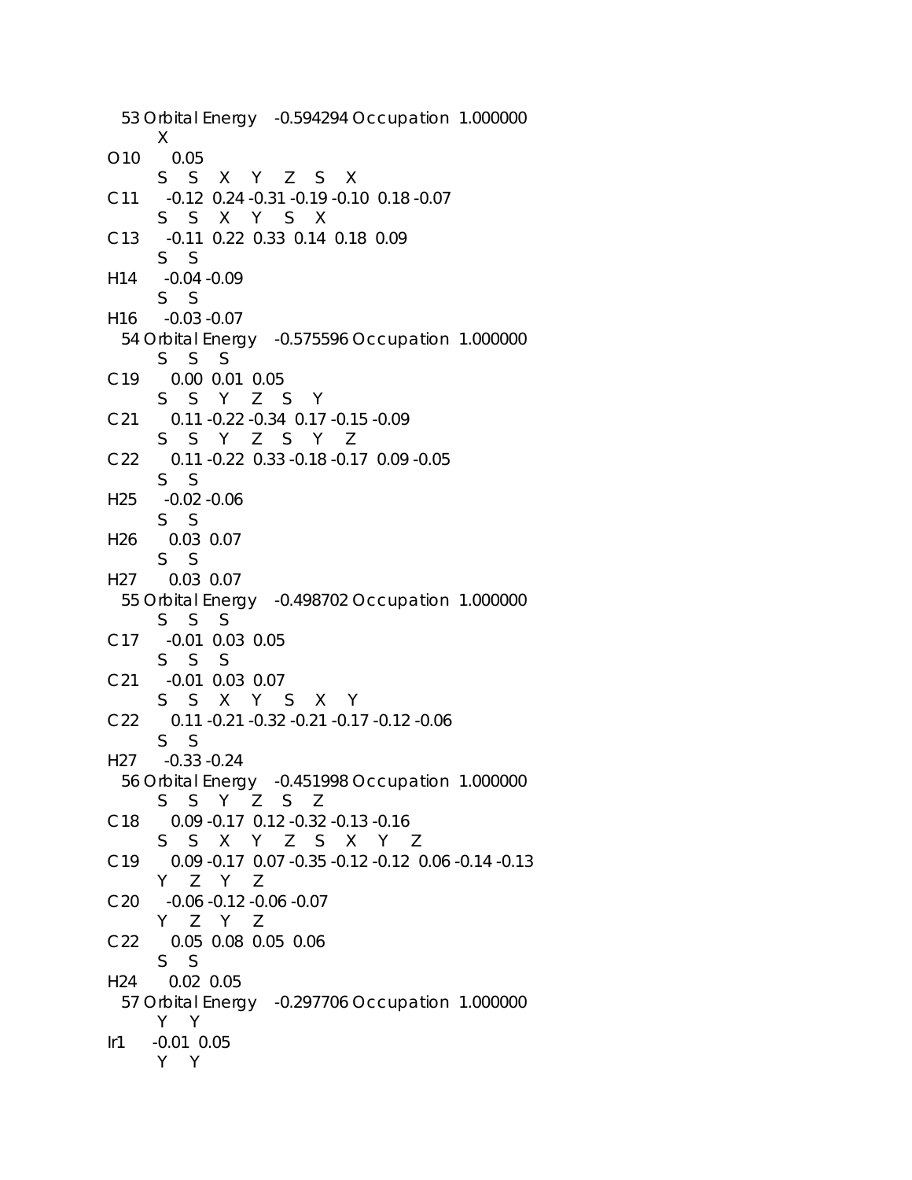```
  53 Orbital Energy    -0.594294 Occupation  1.000000
        X
O10      0.05
        S    S    X    Y    Z    S    X
C11     -0.12  0.24 -0.31 -0.19 -0.10  0.18 -0.07
        S    S    X    Y    S    X
C13     -0.11  0.22  0.33  0.14  0.18  0.09
        S    S
H14     -0.04 -0.09
        S    S
H16     -0.03 -0.07
  54 Orbital Energy    -0.575596 Occupation  1.000000
        S    S    S
C19      0.00  0.01  0.05
        S    S    Y    Z    S    Y
C21      0.11 -0.22 -0.34  0.17 -0.15 -0.09
        S    S    Y    Z    S    Y    Z
C22      0.11 -0.22  0.33 -0.18 -0.17  0.09 -0.05
        S    S
H25     -0.02 -0.06
        S    S
H26      0.03  0.07
        S    S
H27      0.03  0.07
  55 Orbital Energy    -0.498702 Occupation  1.000000
        S    S    S
C17     -0.01  0.03  0.05
        S    S    S
C21     -0.01  0.03  0.07
        S    S    X    Y    S    X    Y
C22      0.11 -0.21 -0.32 -0.21 -0.17 -0.12 -0.06
        S    S
H27     -0.33 -0.24
  56 Orbital Energy    -0.451998 Occupation  1.000000
        S    S    Y    Z    S    Z
C18      0.09 -0.17  0.12 -0.32 -0.13 -0.16
        S    S    X    Y    Z    S    X    Y    Z
C19      0.09 -0.17  0.07 -0.35 -0.12 -0.12  0.06 -0.14 -0.13
        Y    Z    Y    Z
C20     -0.06 -0.12 -0.06 -0.07
        Y    Z    Y    Z
C22      0.05  0.08  0.05  0.06
        S    S
H24      0.02  0.05
  57 Orbital Energy    -0.297706 Occupation  1.000000
        Y    Y
Ir1     -0.01  0.05
        Y    Y
```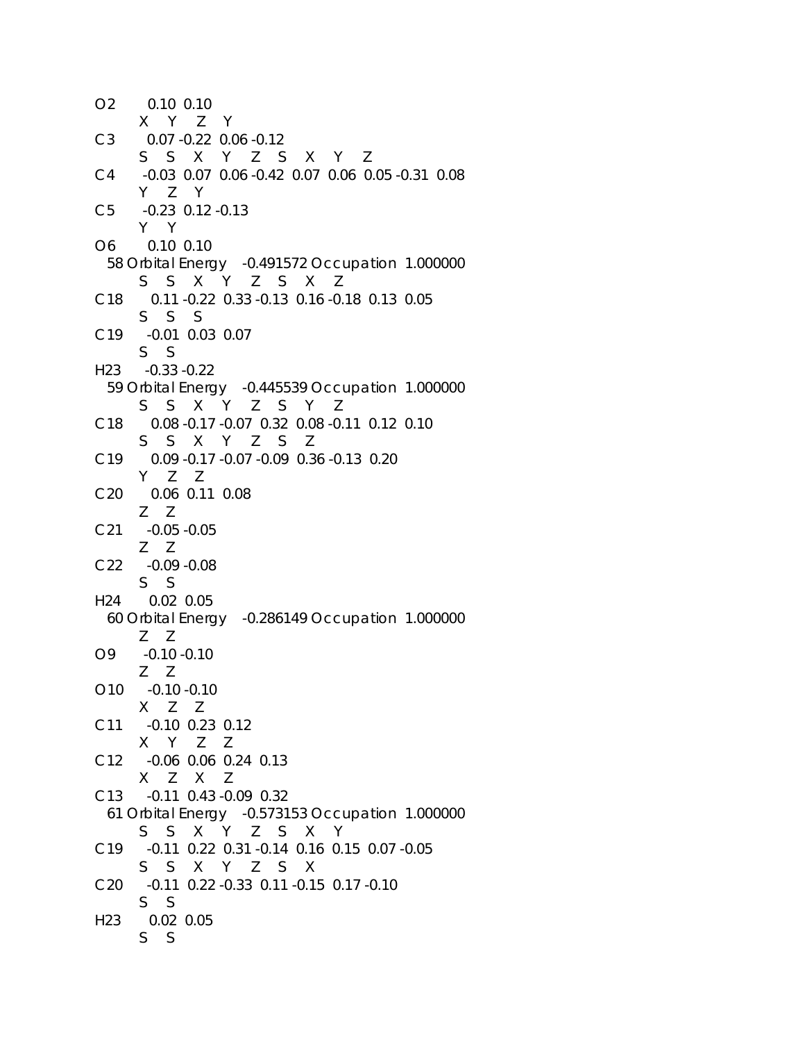```
O2       0.10  0.10
         X    Y    Z    Y
C3       0.07 -0.22  0.06 -0.12
         S    S    X    Y    Z    S    X    Y    Z
C4      -0.03  0.07  0.06 -0.42  0.07  0.06  0.05 -0.31  0.08
         Y    Z    Y
C5      -0.23  0.12 -0.13
         Y    Y
O6       0.10  0.10
  58 Orbital Energy    -0.491572 Occupation  1.000000
         S    S    X    Y    Z    S    X    Z
C18      0.11 -0.22  0.33 -0.13  0.16 -0.18  0.13  0.05
         S    S    S
C19     -0.01  0.03  0.07
         S    S
H23     -0.33 -0.22
  59 Orbital Energy    -0.445539 Occupation  1.000000
         S    S    X    Y    Z    S    Y    Z
C18      0.08 -0.17 -0.07  0.32  0.08 -0.11  0.12  0.10
         S    S    X    Y    Z    S    Z
C19      0.09 -0.17 -0.07 -0.09  0.36 -0.13  0.20
         Y    Z    Z
C20      0.06  0.11  0.08
         Z    Z
C21     -0.05 -0.05
         Z    Z
C22     -0.09 -0.08
         S    S
H24      0.02  0.05
  60 Orbital Energy    -0.286149 Occupation  1.000000
         Z    Z
O9      -0.10 -0.10
         Z    Z
O10     -0.10 -0.10
         X    Z    Z
C11     -0.10  0.23  0.12
         X    Y    Z    Z
C12     -0.06  0.06  0.24  0.13
         X    Z    X    Z
C13     -0.11  0.43 -0.09  0.32
  61 Orbital Energy    -0.573153 Occupation  1.000000
         S    S    X    Y    Z    S    X    Y
C19     -0.11  0.22  0.31 -0.14  0.16  0.15  0.07 -0.05
         S    S    X    Y    Z    S    X
C20     -0.11  0.22 -0.33  0.11 -0.15  0.17 -0.10
         S    S
H23      0.02  0.05
         S    S
```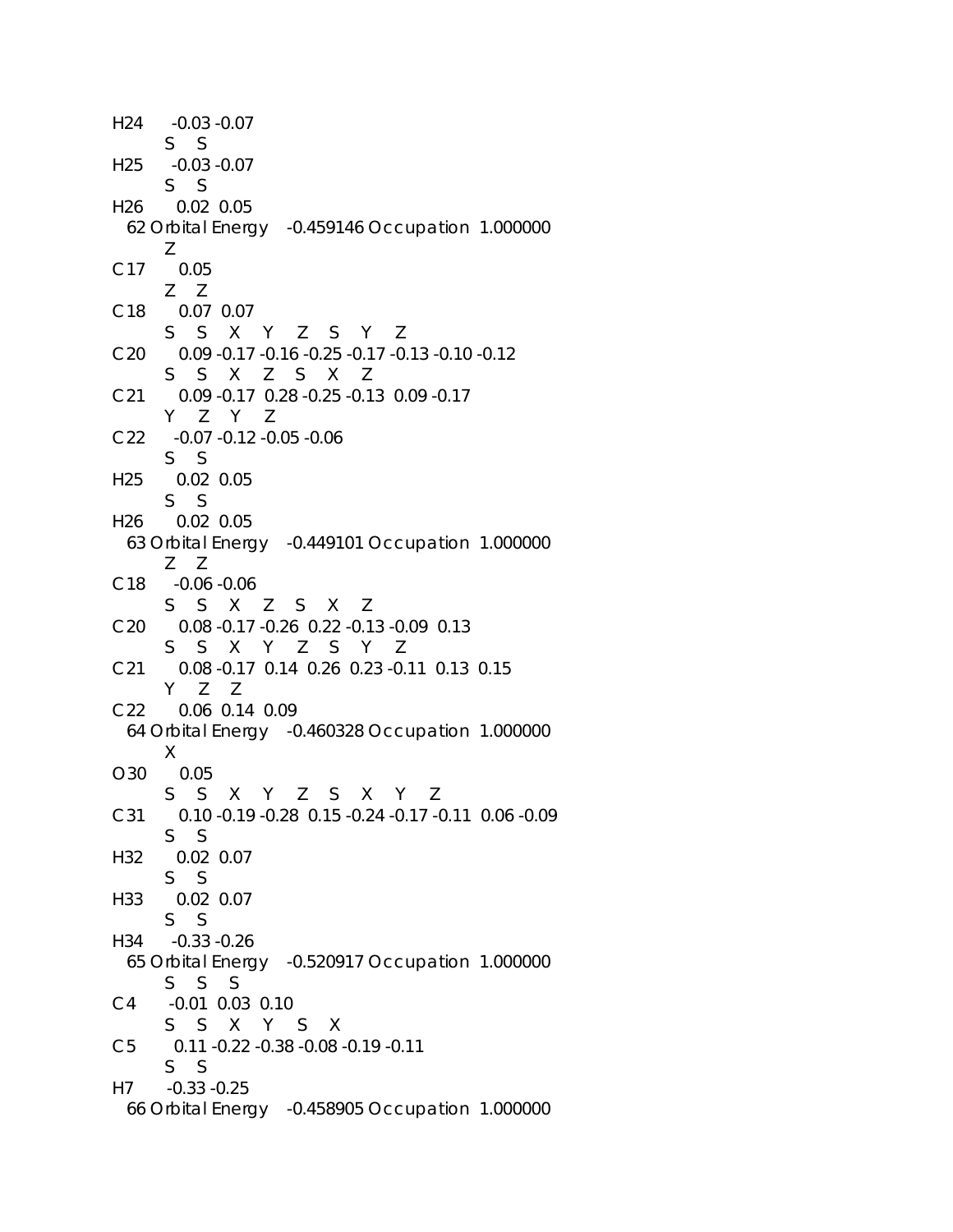```
H24      -0.03 -0.07
          S    S
H25      -0.03 -0.07
          S    S
H26       0.02  0.05
  62 Orbital Energy    -0.459146 Occupation  1.000000
          Z
C17       0.05
          Z    Z
C18       0.07  0.07
          S    S    X    Y    Z    S    Y    Z
C20       0.09 -0.17 -0.16 -0.25 -0.17 -0.13 -0.10 -0.12
          S    S    X    Z    S    X    Z
C21       0.09 -0.17  0.28 -0.25 -0.13  0.09 -0.17
          Y    Z    Y    Z
C22      -0.07 -0.12 -0.05 -0.06
          S    S
H25       0.02  0.05
          S    S
H26       0.02  0.05
  63 Orbital Energy    -0.449101 Occupation  1.000000
          Z    Z
C18      -0.06 -0.06
          S    S    X    Z    S    X    Z
C20       0.08 -0.17 -0.26  0.22 -0.13 -0.09  0.13
          S    S    X    Y    Z    S    Y    Z
C21       0.08 -0.17  0.14  0.26  0.23 -0.11  0.13  0.15
          Y    Z    Z
C22       0.06  0.14  0.09
  64 Orbital Energy    -0.460328 Occupation  1.000000
          X
O30       0.05
          S    S    X    Y    Z    S    X    Y    Z
C31       0.10 -0.19 -0.28  0.15 -0.24 -0.17 -0.11  0.06 -0.09
          S    S
H32       0.02  0.07
          S    S
H33       0.02  0.07
          S    S
H34      -0.33 -0.26
  65 Orbital Energy    -0.520917 Occupation  1.000000
          S    S    S
C4       -0.01  0.03  0.10
          S    S    X    Y    S    X
C5        0.11 -0.22 -0.38 -0.08 -0.19 -0.11
          S    S
H7       -0.33 -0.25
  66 Orbital Energy    -0.458905 Occupation  1.000000
```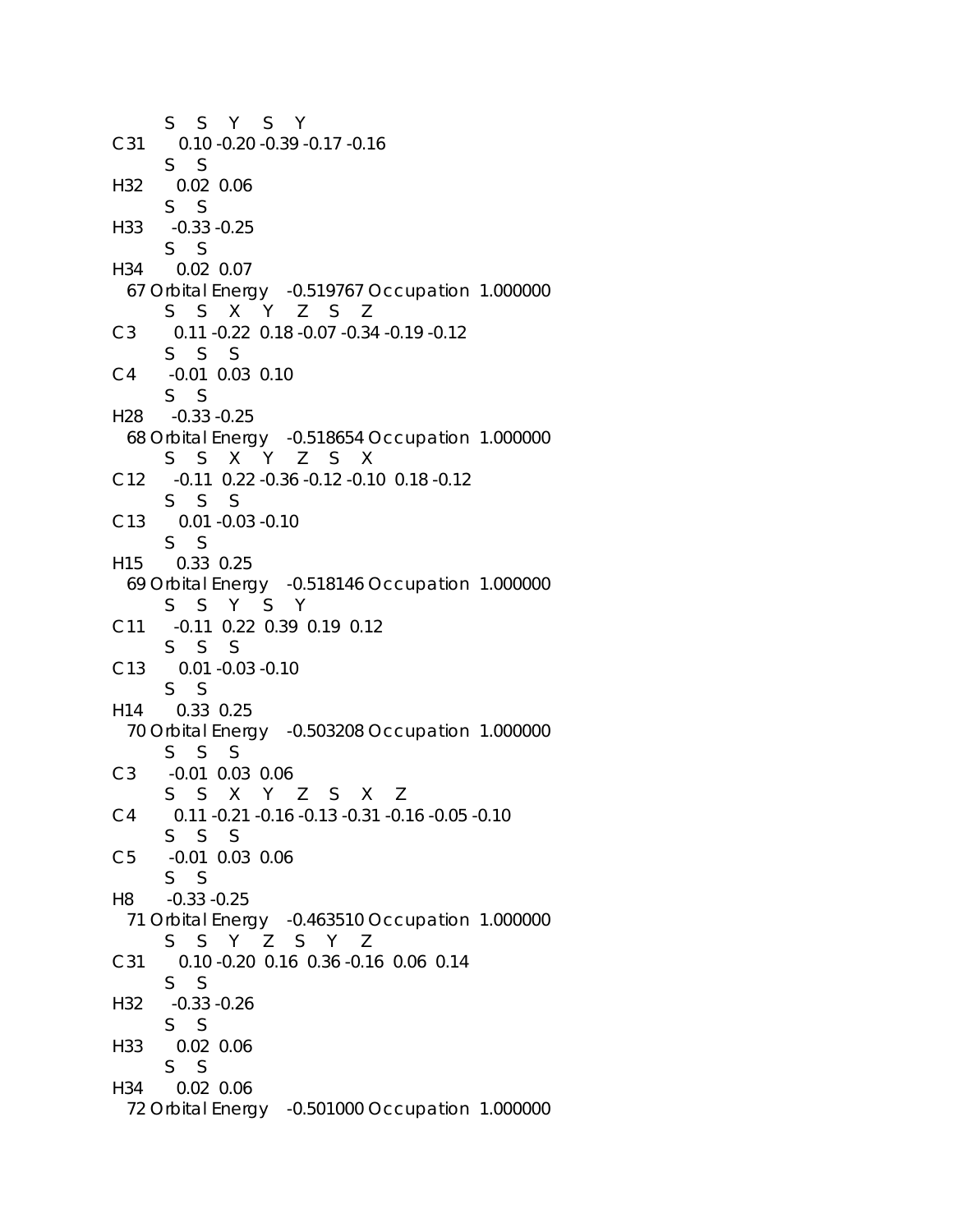```
        S     S     Y     S     Y
C 31       0.10 -0.20 -0.39 -0.17 -0.16
        S     S
H32       0.02  0.06
        S     S
H33      -0.33 -0.25
        S     S
H34       0.02  0.07
   67 Orbital Energy    -0.519767 Occupation  1.000000
        S     S     X     Y     Z     S     Z
C 3        0.11 -0.22  0.18 -0.07 -0.34 -0.19 -0.12
        S     S     S
C 4       -0.01  0.03  0.10
        S     S
H28      -0.33 -0.25
   68 Orbital Energy    -0.518654 Occupation  1.000000
        S     S     X     Y     Z     S     X
C 12      -0.11  0.22 -0.36 -0.12 -0.10  0.18 -0.12
        S     S     S
C 13       0.01 -0.03 -0.10
        S     S
H15       0.33  0.25
   69 Orbital Energy    -0.518146 Occupation  1.000000
        S     S     Y     S     Y
C 11      -0.11  0.22  0.39  0.19  0.12
        S     S     S
C 13       0.01 -0.03 -0.10
        S     S
H14       0.33  0.25
   70 Orbital Energy    -0.503208 Occupation  1.000000
        S     S     S
C 3       -0.01  0.03  0.06
        S     S     X     Y     Z     S     X     Z
C 4        0.11 -0.21 -0.16 -0.13 -0.31 -0.16 -0.05 -0.10
        S     S     S
C 5       -0.01  0.03  0.06
        S     S
H8       -0.33 -0.25
   71 Orbital Energy    -0.463510 Occupation  1.000000
        S     S     Y     Z     S     Y     Z
C 31       0.10 -0.20  0.16  0.36 -0.16  0.06  0.14
        S     S
H32      -0.33 -0.26
        S     S
H33       0.02  0.06
        S     S
H34       0.02  0.06
   72 Orbital Energy    -0.501000 Occupation  1.000000
```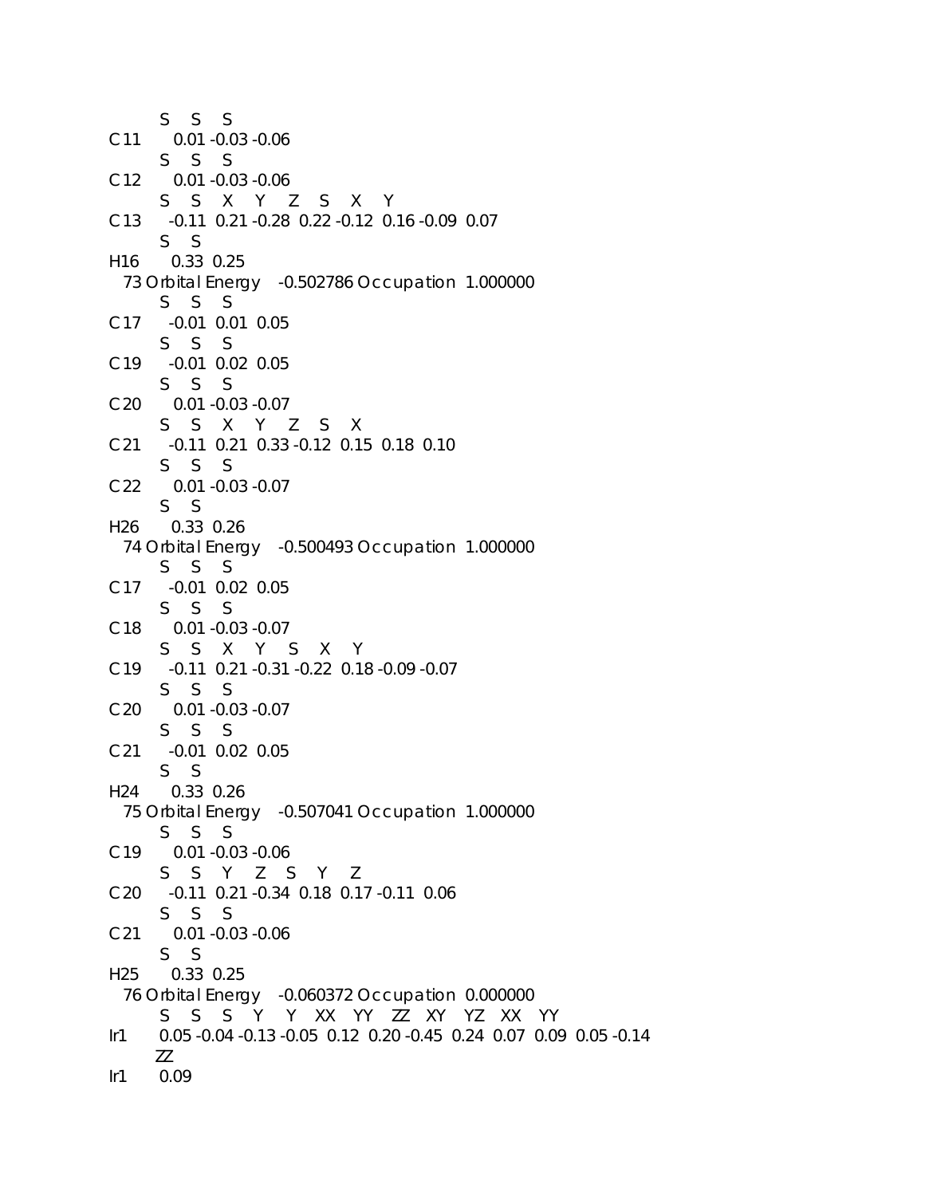```
         S    S    S
C 11       0.01 -0.03 -0.06
         S    S    S
C 12       0.01 -0.03 -0.06
         S    S    X    Y    Z    S    X    Y
C 13      -0.11  0.21 -0.28  0.22 -0.12  0.16 -0.09  0.07
         S    S
H16       0.33  0.25
   73 Orbital Energy    -0.502786 Occupation  1.000000
         S    S    S
C 17      -0.01  0.01  0.05
         S    S    S
C 19      -0.01  0.02  0.05
         S    S    S
C 20       0.01 -0.03 -0.07
         S    S    X    Y    Z    S    X
C 21      -0.11  0.21  0.33 -0.12  0.15  0.18  0.10
         S    S    S
C 22       0.01 -0.03 -0.07
         S    S
H26       0.33  0.26
   74 Orbital Energy    -0.500493 Occupation  1.000000
         S    S    S
C 17      -0.01  0.02  0.05
         S    S    S
C 18       0.01 -0.03 -0.07
         S    S    X    Y    S    X    Y
C 19      -0.11  0.21 -0.31 -0.22  0.18 -0.09 -0.07
         S    S    S
C 20       0.01 -0.03 -0.07
         S    S    S
C 21      -0.01  0.02  0.05
         S    S
H24       0.33  0.26
   75 Orbital Energy    -0.507041 Occupation  1.000000
         S    S    S
C 19       0.01 -0.03 -0.06
         S    S    Y    Z    S    Y    Z
C 20      -0.11  0.21 -0.34  0.18  0.17 -0.11  0.06
         S    S    S
C 21       0.01 -0.03 -0.06
         S    S
H25       0.33  0.25
   76 Orbital Energy    -0.060372 Occupation  0.000000
         S    S    S    Y    Y    XX   YY   ZZ   XY   YZ   XX   YY
Ir1      0.05 -0.04 -0.13 -0.05  0.12  0.20 -0.45  0.24  0.07  0.09  0.05 -0.14
        ZZ
Ir1      0.09
```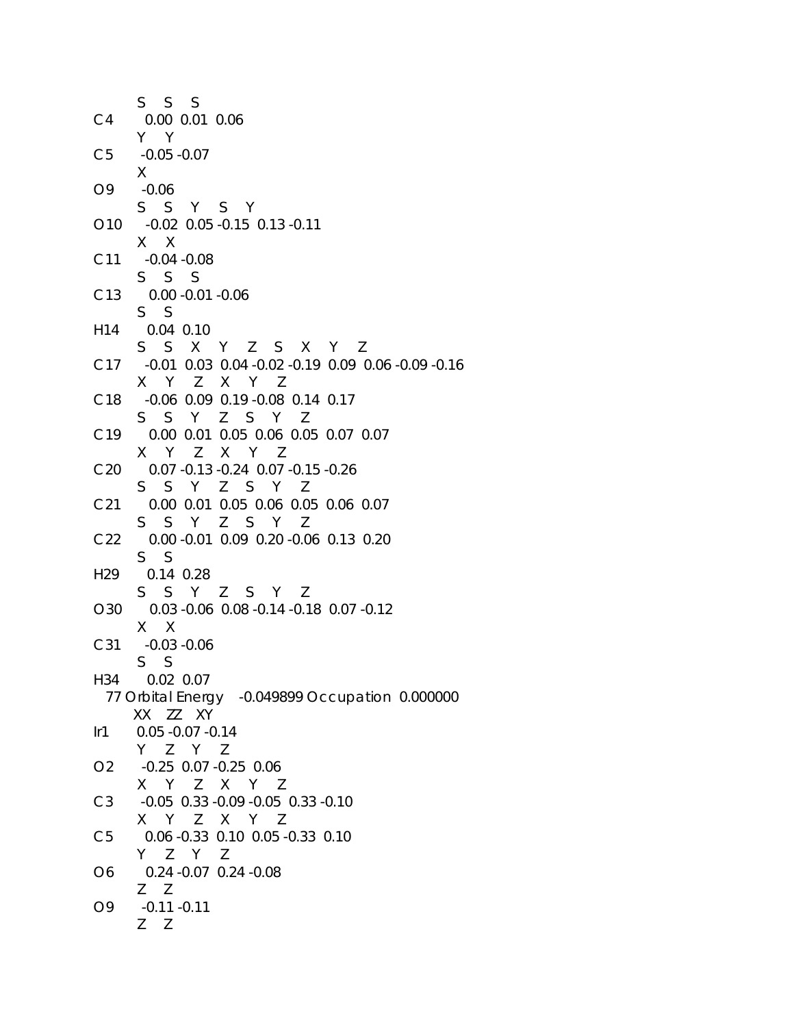```
          S     S     S
C4        0.00  0.01  0.06
          Y     Y
C5       -0.05 -0.07
          X
O9       -0.06
          S     S     Y     S     Y
O10      -0.02  0.05 -0.15  0.13 -0.11
          X     X
C11      -0.04 -0.08
          S     S     S
C13       0.00 -0.01 -0.06
          S     S
H14       0.04  0.10
          S     S     X     Y     Z     S     X     Y     Z
C17      -0.01  0.03  0.04 -0.02 -0.19  0.09  0.06 -0.09 -0.16
          X     Y     Z     X     Y     Z
C18      -0.06  0.09  0.19 -0.08  0.14  0.17
          S     S     Y     Z     S     Y     Z
C19       0.00  0.01  0.05  0.06  0.05  0.07  0.07
          X     Y     Z     X     Y     Z
C20       0.07 -0.13 -0.24  0.07 -0.15 -0.26
          S     S     Y     Z     S     Y     Z
C21       0.00  0.01  0.05  0.06  0.05  0.06  0.07
          S     S     Y     Z     S     Y     Z
C22       0.00 -0.01  0.09  0.20 -0.06  0.13  0.20
          S     S
H29       0.14  0.28
          S     S     Y     Z     S     Y     Z
O30       0.03 -0.06  0.08 -0.14 -0.18  0.07 -0.12
          X     X
C31      -0.03 -0.06
          S     S
H34       0.02  0.07
   77 Orbital Energy    -0.049899 Occupation  0.000000
         XX    ZZ    XY
Ir1       0.05 -0.07 -0.14
          Y     Z     Y     Z
O2       -0.25  0.07 -0.25  0.06
          X     Y     Z     X     Y     Z
C3       -0.05  0.33 -0.09 -0.05  0.33 -0.10
          X     Y     Z     X     Y     Z
C5        0.06 -0.33  0.10  0.05 -0.33  0.10
          Y     Z     Y     Z
O6        0.24 -0.07  0.24 -0.08
          Z     Z
O9       -0.11 -0.11
          Z     Z
```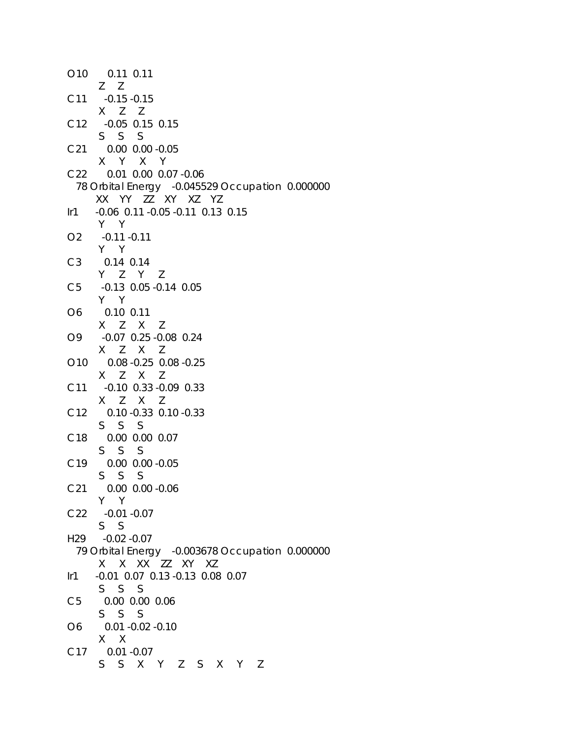```
O10       0.11  0.11
          Z    Z
C11      -0.15 -0.15
          X    Z    Z
C12      -0.05  0.15  0.15
          S    S    S
C21       0.00  0.00 -0.05
          X    Y    X    Y
C22       0.01  0.00  0.07 -0.06
   78 Orbital Energy    -0.045529 Occupation  0.000000
         XX    YY    ZZ    XY    XZ    YZ
Ir1      -0.06  0.11 -0.05 -0.11  0.13  0.15
          Y    Y
O2       -0.11 -0.11
          Y    Y
C3        0.14  0.14
          Y    Z    Y    Z
C5       -0.13  0.05 -0.14  0.05
          Y    Y
O6        0.10  0.11
          X    Z    X    Z
O9       -0.07  0.25 -0.08  0.24
          X    Z    X    Z
O10       0.08 -0.25  0.08 -0.25
          X    Z    X    Z
C11      -0.10  0.33 -0.09  0.33
          X    Z    X    Z
C12       0.10 -0.33  0.10 -0.33
          S    S    S
C18       0.00  0.00  0.07
          S    S    S
C19       0.00  0.00 -0.05
          S    S    S
C21       0.00  0.00 -0.06
          Y    Y
C22      -0.01 -0.07
          S    S
H29      -0.02 -0.07
   79 Orbital Energy    -0.003678 Occupation  0.000000
          X    X    XX    ZZ    XY    XZ
Ir1      -0.01  0.07  0.13 -0.13  0.08  0.07
          S    S    S
C5        0.00  0.00  0.06
          S    S    S
O6        0.01 -0.02 -0.10
          X    X
C17       0.01 -0.07
          S    S    X    Y    Z    S    X    Y    Z
```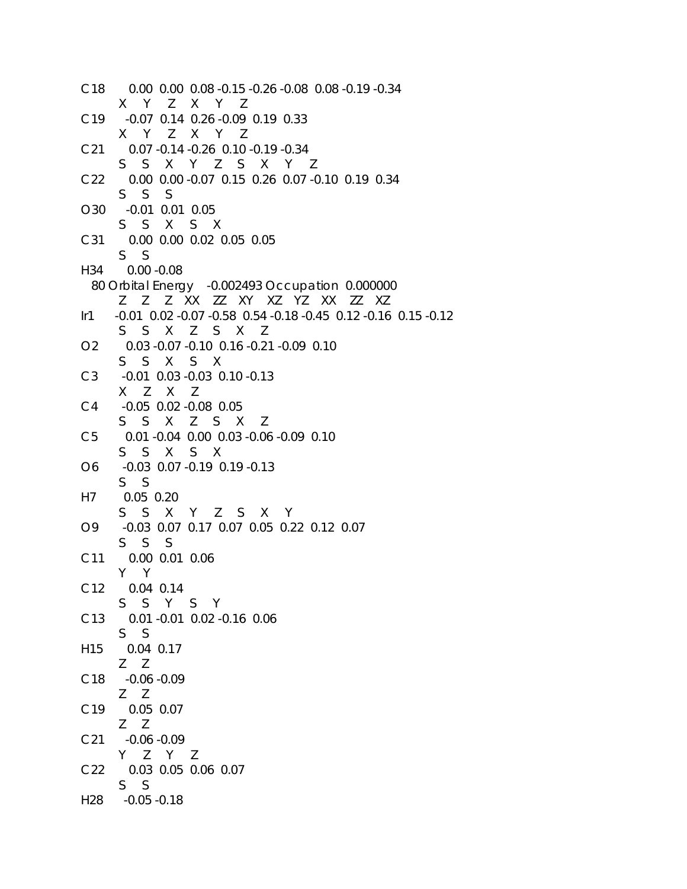```
C18      0.00  0.00  0.08 -0.15 -0.26 -0.08  0.08 -0.19 -0.34
         X     Y     Z     X     Y     Z
C19     -0.07  0.14  0.26 -0.09  0.19  0.33
         X     Y     Z     X     Y     Z
C21      0.07 -0.14 -0.26  0.10 -0.19 -0.34
         S     S     X     Y     Z     S     X     Y     Z
C22      0.00  0.00 -0.07  0.15  0.26  0.07 -0.10  0.19  0.34
         S     S     S
O30     -0.01  0.01  0.05
         S     S     X     S     X
C31      0.00  0.00  0.02  0.05  0.05
         S     S
H34      0.00 -0.08
  80 Orbital Energy   -0.002493 Occupation  0.000000
         Z     Z     Z     XX    ZZ    XY    XZ    YZ    XX    ZZ    XZ
Ir1     -0.01  0.02 -0.07 -0.58  0.54 -0.18 -0.45  0.12 -0.16  0.15 -0.12
         S     S     X     Z     S     X     Z
O2       0.03 -0.07 -0.10  0.16 -0.21 -0.09  0.10
         S     S     X     S     X
C3      -0.01  0.03 -0.03  0.10 -0.13
         X     Z     X     Z
C4      -0.05  0.02 -0.08  0.05
         S     S     X     Z     S     X     Z
C5       0.01 -0.04  0.00  0.03 -0.06 -0.09  0.10
         S     S     X     S     X
O6      -0.03  0.07 -0.19  0.19 -0.13
         S     S
H7       0.05  0.20
         S     S     X     Y     Z     S     X     Y
O9      -0.03  0.07  0.17  0.07  0.05  0.22  0.12  0.07
         S     S     S
C11      0.00  0.01  0.06
         Y     Y
C12      0.04  0.14
         S     S     Y     S     Y
C13      0.01 -0.01  0.02 -0.16  0.06
         S     S
H15      0.04  0.17
         Z     Z
C18     -0.06 -0.09
         Z     Z
C19      0.05  0.07
         Z     Z
C21     -0.06 -0.09
         Y     Z     Y     Z
C22      0.03  0.05  0.06  0.07
         S     S
H28     -0.05 -0.18
```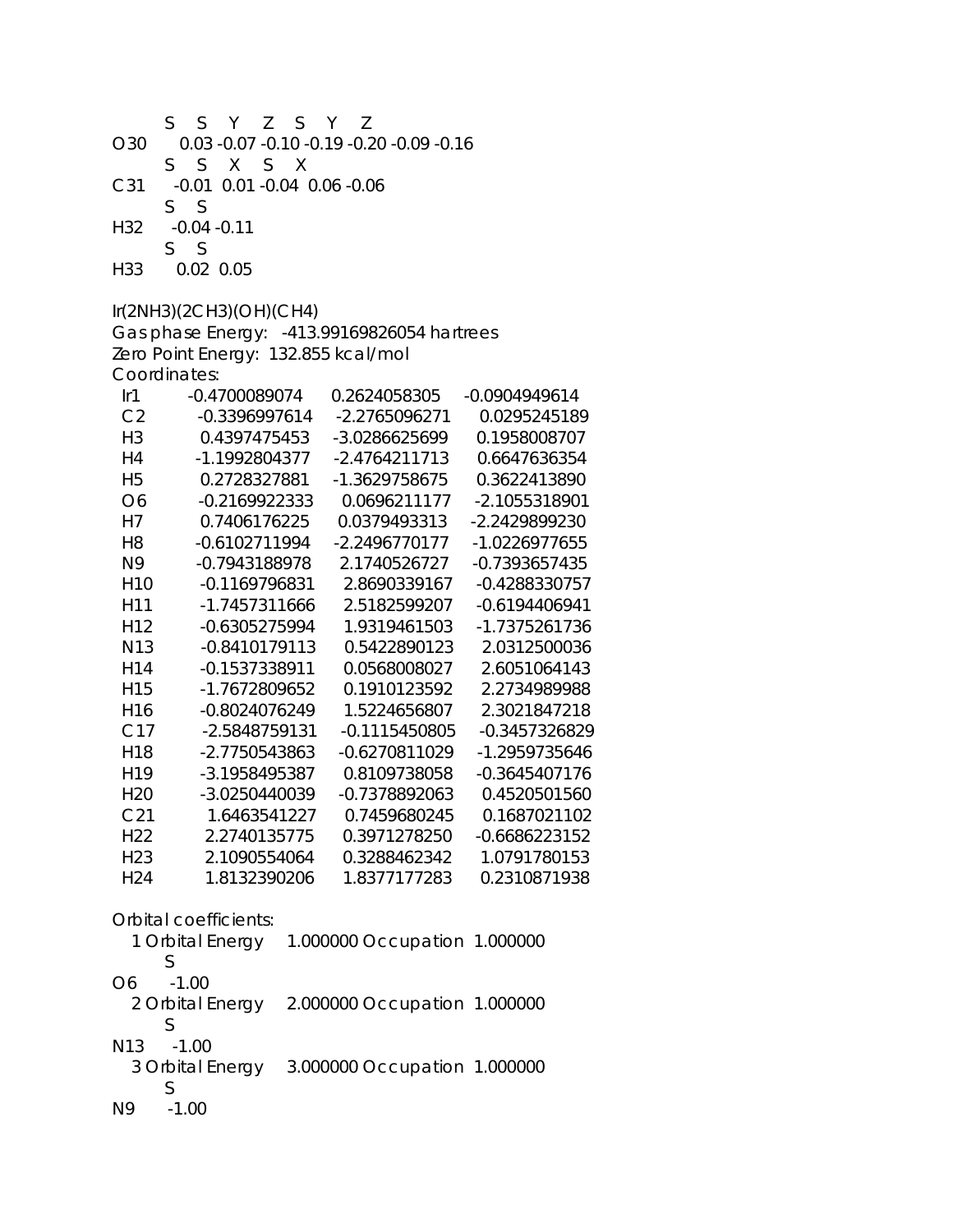```
       S     S     Y     Z     S     Y     Z
O30     0.03 -0.07 -0.10 -0.19 -0.20 -0.09 -0.16
       S     S     X     S     X
C31    -0.01  0.01 -0.04  0.06 -0.06
       S     S
H32    -0.04 -0.11
       S     S
H33     0.02  0.05
```

Ir(2NH3)(2CH3)(OH)(CH4)

Gas phase Energy: -413.99169826054 hartrees

Zero Point Energy: 132.855 kcal/mol

Coordinates:

```
 Ir1    -0.4700089074    0.2624058305   -0.0904949614
 C2     -0.3396997614   -2.2765096271    0.0295245189
 H3      0.4397475453   -3.0286625699    0.1958008707
 H4     -1.1992804377   -2.4764211713    0.6647636354
 H5      0.2728327881   -1.3629758675    0.3622413890
 O6     -0.2169922333    0.0696211177   -2.1055318901
 H7      0.7406176225    0.0379493313   -2.2429899230
 H8     -0.6102711994   -2.2496770177   -1.0226977655
 N9     -0.7943188978    2.1740526727   -0.7393657435
 H10    -0.1169796831    2.8690339167   -0.4288330757
 H11    -1.7457311666    2.5182599207   -0.6194406941
 H12    -0.6305275994    1.9319461503   -1.7375261736
 N13    -0.8410179113    0.5422890123    2.0312500036
 H14    -0.1537338911    0.0568008027    2.6051064143
 H15    -1.7672809652    0.1910123592    2.2734989988
 H16    -0.8024076249    1.5224656807    2.3021847218
 C17    -2.5848759131   -0.1115450805   -0.3457326829
 H18    -2.7750543863   -0.6270811029   -1.2959735646
 H19    -3.1958495387    0.8109738058   -0.3645407176
 H20    -3.0250440039   -0.7378892063    0.4520501560
 C21     1.6463541227    0.7459680245    0.1687021102
 H22     2.2740135775    0.3971278250   -0.6686223152
 H23     2.1090554064    0.3288462342    1.0791780153
 H24     1.8132390206    1.8377177283    0.2310871938
```

Orbital coefficients:

```
   1 Orbital Energy    1.000000 Occupation  1.000000
       S
O6    -1.00
   2 Orbital Energy    2.000000 Occupation  1.000000
       S
N13   -1.00
   3 Orbital Energy    3.000000 Occupation  1.000000
       S
N9    -1.00
```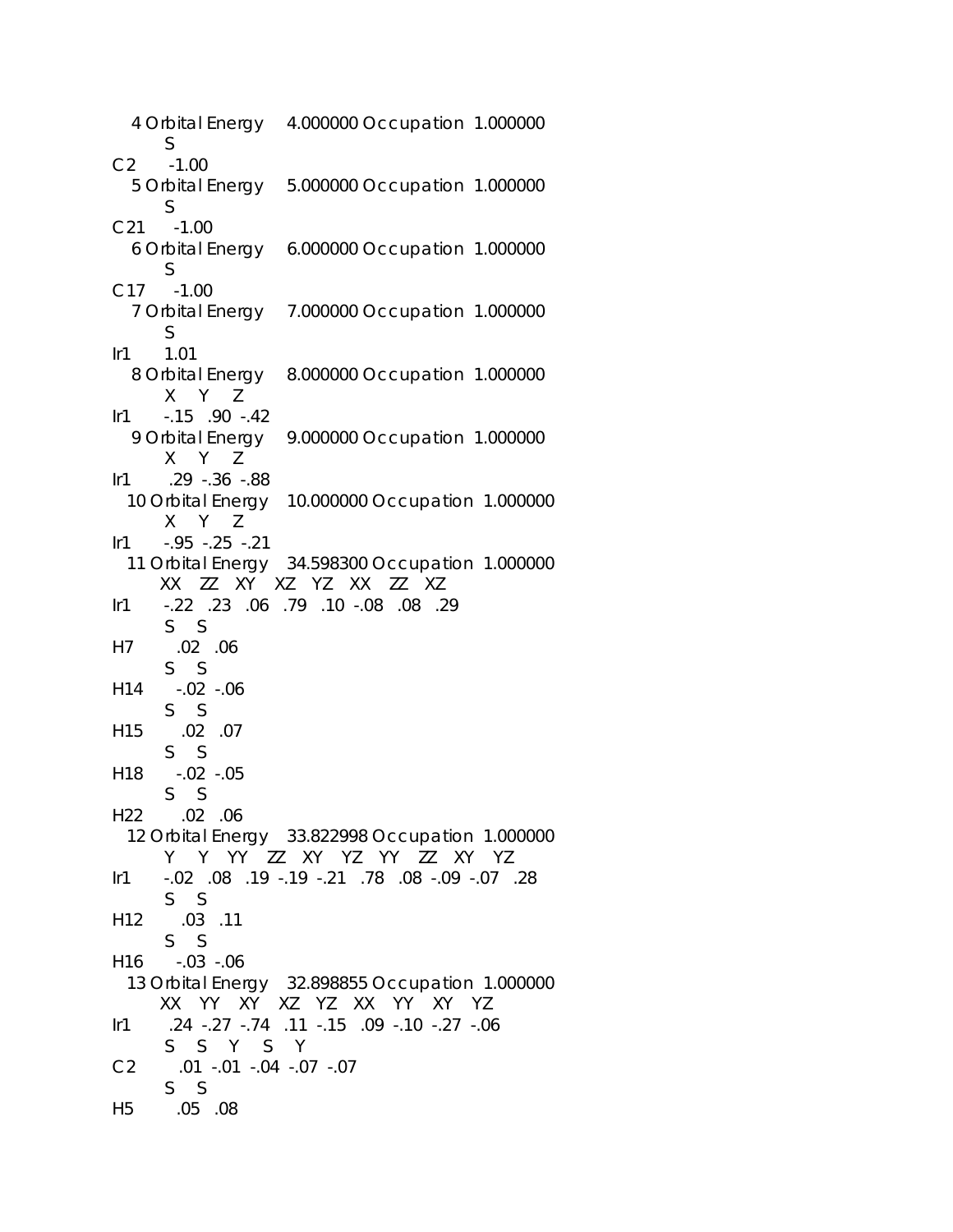```
   4 Orbital Energy     4.000000 Occupation  1.000000
        S
C2      -1.00
   5 Orbital Energy     5.000000 Occupation  1.000000
        S
C21     -1.00
   6 Orbital Energy     6.000000 Occupation  1.000000
        S
C17     -1.00
   7 Orbital Energy     7.000000 Occupation  1.000000
        S
Ir1      1.01
   8 Orbital Energy     8.000000 Occupation  1.000000
        X    Y    Z
Ir1     -.15  .90 -.42
   9 Orbital Energy     9.000000 Occupation  1.000000
        X    Y    Z
Ir1      .29 -.36 -.88
  10 Orbital Energy    10.000000 Occupation  1.000000
        X    Y    Z
Ir1     -.95 -.25 -.21
  11 Orbital Energy    34.598300 Occupation  1.000000
       XX   ZZ   XY   XZ   YZ   XX   ZZ   XZ
Ir1     -.22  .23  .06  .79  .10 -.08  .08  .29
        S    S
H7       .02  .06
        S    S
H14     -.02 -.06
        S    S
H15      .02  .07
        S    S
H18     -.02 -.05
        S    S
H22      .02  .06
  12 Orbital Energy    33.822998 Occupation  1.000000
        Y    Y   YY   ZZ   XY   YZ   YY   ZZ   XY   YZ
Ir1     -.02  .08  .19 -.19 -.21  .78  .08 -.09 -.07  .28
        S    S
H12      .03  .11
        S    S
H16     -.03 -.06
  13 Orbital Energy    32.898855 Occupation  1.000000
       XX   YY   XY   XZ   YZ   XX   YY   XY   YZ
Ir1      .24 -.27 -.74  .11 -.15  .09 -.10 -.27 -.06
        S    S    Y    S    Y
C2       .01 -.01 -.04 -.07 -.07
        S    S
H5       .05  .08
```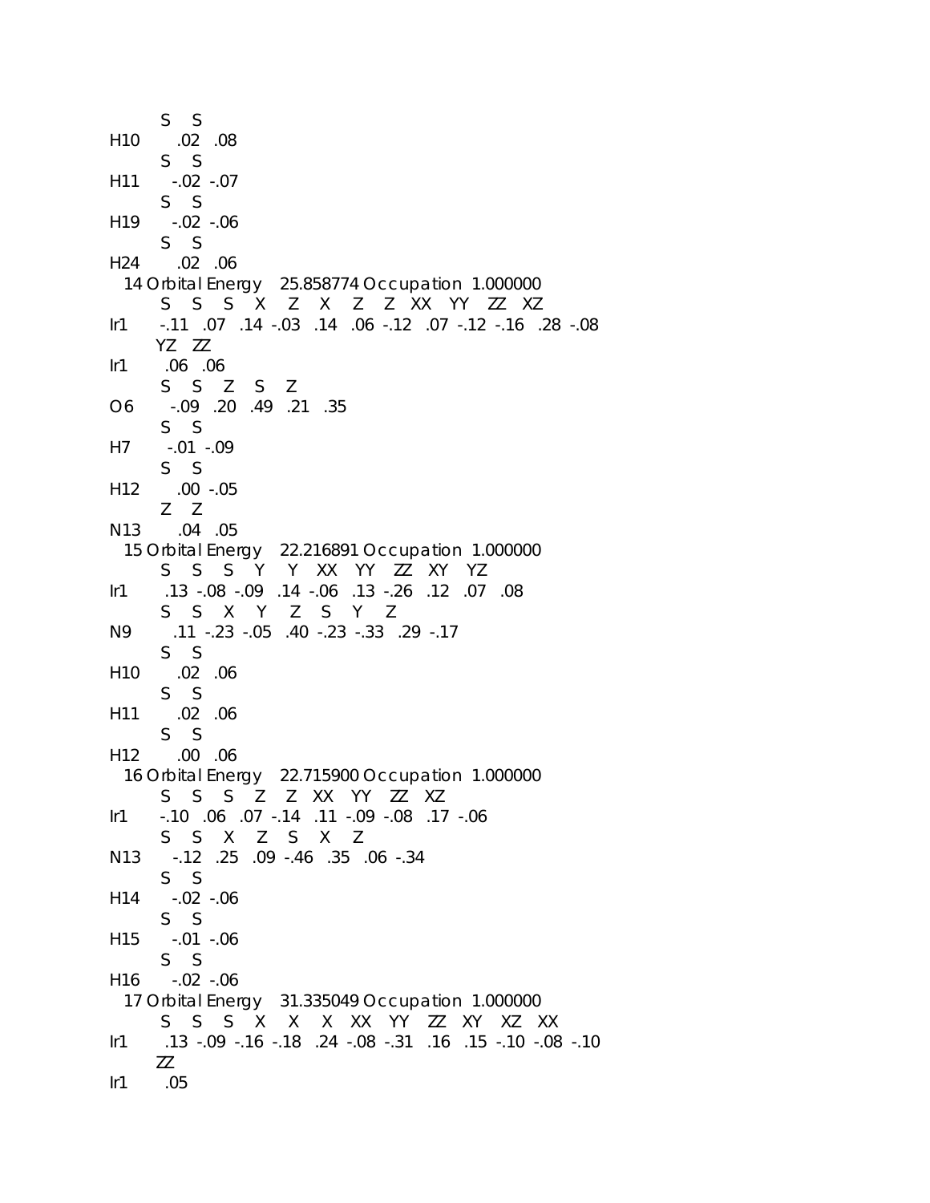```
        S    S
H10       .02   .08
        S    S
H11      -.02  -.07
        S    S
H19      -.02  -.06
        S    S
H24       .02   .06
  14 Orbital Energy    25.858774 Occupation  1.000000
        S    S    S    X    Z    X    Z    Z   XX   YY   ZZ   XZ
Ir1      -.11   .07   .14  -.03   .14   .06  -.12   .07  -.12  -.16   .28  -.08
       YZ   ZZ
Ir1       .06   .06
        S    S    Z    S    Z
O6       -.09   .20   .49   .21   .35
        S    S
H7       -.01  -.09
        S    S
H12       .00  -.05
        Z    Z
N13       .04   .05
  15 Orbital Energy    22.216891 Occupation  1.000000
        S    S    S    Y    Y   XX   YY   ZZ   XY   YZ
Ir1       .13  -.08  -.09   .14  -.06   .13  -.26   .12   .07   .08
        S    S    X    Y    Z    S    Y    Z
N9        .11  -.23  -.05   .40  -.23  -.33   .29  -.17
        S    S
H10       .02   .06
        S    S
H11       .02   .06
        S    S
H12       .00   .06
  16 Orbital Energy    22.715900 Occupation  1.000000
        S    S    S    Z    Z   XX   YY   ZZ   XZ
Ir1      -.10   .06   .07  -.14   .11  -.09  -.08   .17  -.06
        S    S    X    Z    S    X    Z
N13      -.12   .25   .09  -.46   .35   .06  -.34
        S    S
H14      -.02  -.06
        S    S
H15      -.01  -.06
        S    S
H16      -.02  -.06
  17 Orbital Energy    31.335049 Occupation  1.000000
        S    S    S    X    X    X   XX   YY   ZZ   XY   XZ   XX
Ir1       .13  -.09  -.16  -.18   .24  -.08  -.31   .16   .15  -.10  -.08  -.10
       ZZ
Ir1       .05
```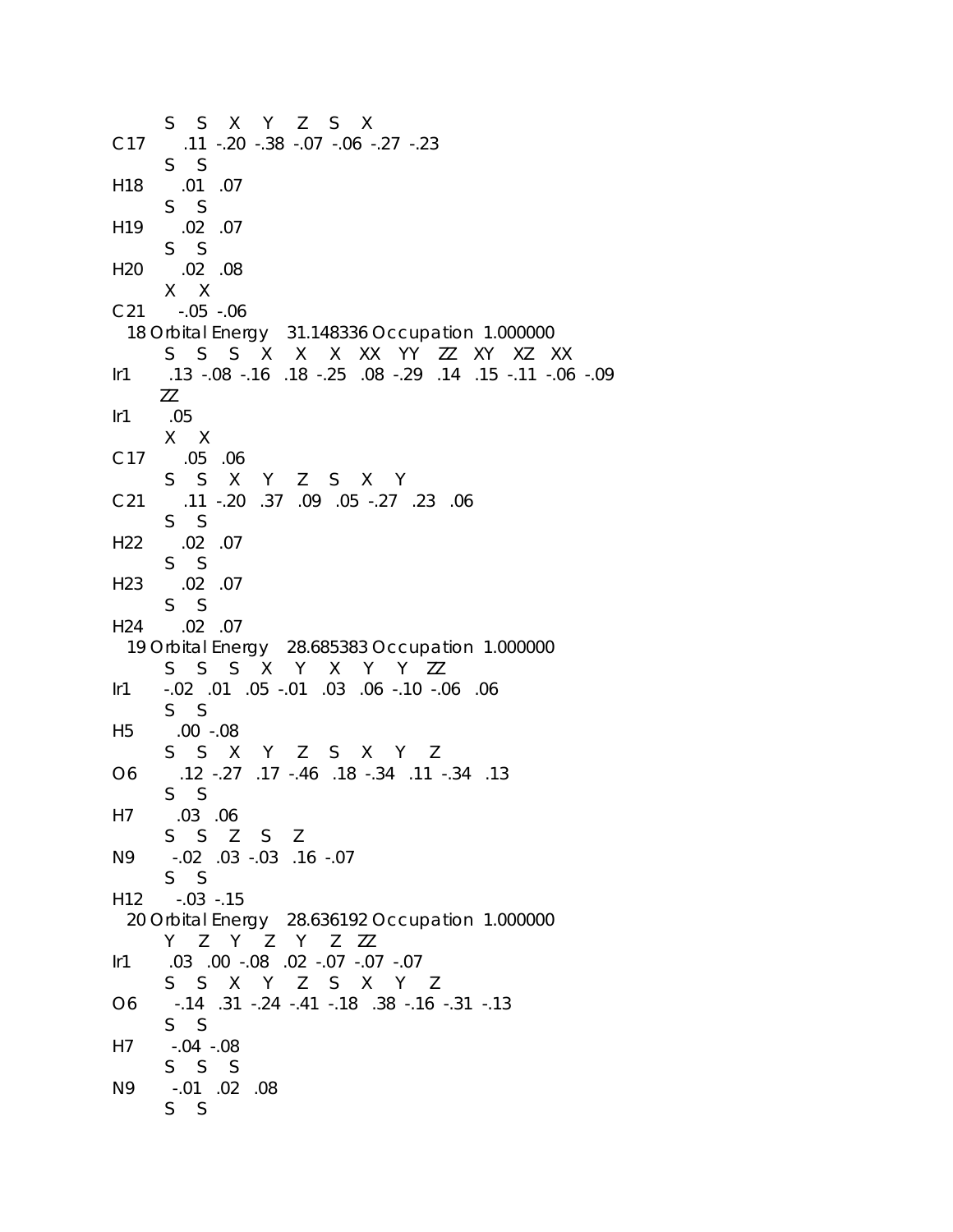```
         S     S     X     Y     Z     S     X
C17       .11  -.20  -.38  -.07  -.06  -.27  -.23
         S     S
H18       .01   .07
         S     S
H19       .02   .07
         S     S
H20       .02   .08
         X     X
C21      -.05  -.06
  18 Orbital Energy    31.148336 Occupation  1.000000
         S     S     S     X     X     X    XX    YY    ZZ    XY    XZ    XX
Ir1       .13  -.08  -.16   .18  -.25   .08  -.29   .14   .15  -.11  -.06  -.09
        ZZ
Ir1       .05
         X     X
C17       .05   .06
         S     S     X     Y     Z     S     X     Y
C21       .11  -.20   .37   .09   .05  -.27   .23   .06
         S     S
H22       .02   .07
         S     S
H23       .02   .07
         S     S
H24       .02   .07
  19 Orbital Energy    28.685383 Occupation  1.000000
         S     S     S     X     Y     X     Y     Y    ZZ
Ir1      -.02   .01   .05  -.01   .03   .06  -.10  -.06   .06
         S     S
H5        .00  -.08
         S     S     X     Y     Z     S     X     Y     Z
O6        .12  -.27   .17  -.46   .18  -.34   .11  -.34   .13
         S     S
H7        .03   .06
         S     S     Z     S     Z
N9       -.02   .03  -.03   .16  -.07
         S     S
H12      -.03  -.15
  20 Orbital Energy    28.636192 Occupation  1.000000
         Y     Z     Y     Z     Y     Z    ZZ
Ir1       .03   .00  -.08   .02  -.07  -.07  -.07
         S     S     X     Y     Z     S     X     Y     Z
O6       -.14   .31  -.24  -.41  -.18   .38  -.16  -.31  -.13
         S     S
H7       -.04  -.08
         S     S     S
N9       -.01   .02   .08
         S     S
```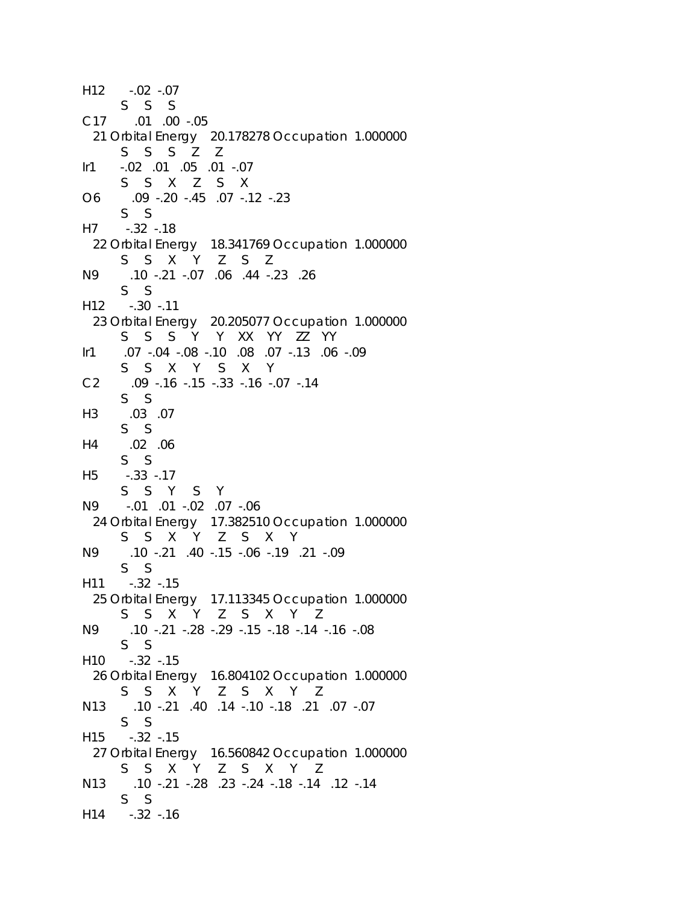```
H12      -.02  -.07
         S    S    S
C17       .01   .00  -.05
  21 Orbital Energy    20.178278 Occupation  1.000000
         S    S    S    Z    Z
Ir1      -.02   .01   .05   .01  -.07
         S    S    X    Z    S    X
O6        .09  -.20  -.45   .07  -.12  -.23
         S    S
H7       -.32  -.18
  22 Orbital Energy    18.341769 Occupation  1.000000
         S    S    X    Y    Z    S    Z
N9        .10  -.21  -.07   .06   .44  -.23   .26
         S    S
H12      -.30  -.11
  23 Orbital Energy    20.205077 Occupation  1.000000
         S    S    S    Y    Y    XX   YY   ZZ   YY
Ir1       .07  -.04  -.08  -.10   .08   .07  -.13   .06  -.09
         S    S    X    Y    S    X    Y
C2        .09  -.16  -.15  -.33  -.16  -.07  -.14
         S    S
H3        .03   .07
         S    S
H4        .02   .06
         S    S
H5       -.33  -.17
         S    S    Y    S    Y
N9       -.01   .01  -.02   .07  -.06
  24 Orbital Energy    17.382510 Occupation  1.000000
         S    S    X    Y    Z    S    X    Y
N9        .10  -.21   .40  -.15  -.06  -.19   .21  -.09
         S    S
H11      -.32  -.15
  25 Orbital Energy    17.113345 Occupation  1.000000
         S    S    X    Y    Z    S    X    Y    Z
N9        .10  -.21  -.28  -.29  -.15  -.18  -.14  -.16  -.08
         S    S
H10      -.32  -.15
  26 Orbital Energy    16.804102 Occupation  1.000000
         S    S    X    Y    Z    S    X    Y    Z
N13       .10  -.21   .40   .14  -.10  -.18   .21   .07  -.07
         S    S
H15      -.32  -.15
  27 Orbital Energy    16.560842 Occupation  1.000000
         S    S    X    Y    Z    S    X    Y    Z
N13       .10  -.21  -.28   .23  -.24  -.18  -.14   .12  -.14
         S    S
H14      -.32  -.16
```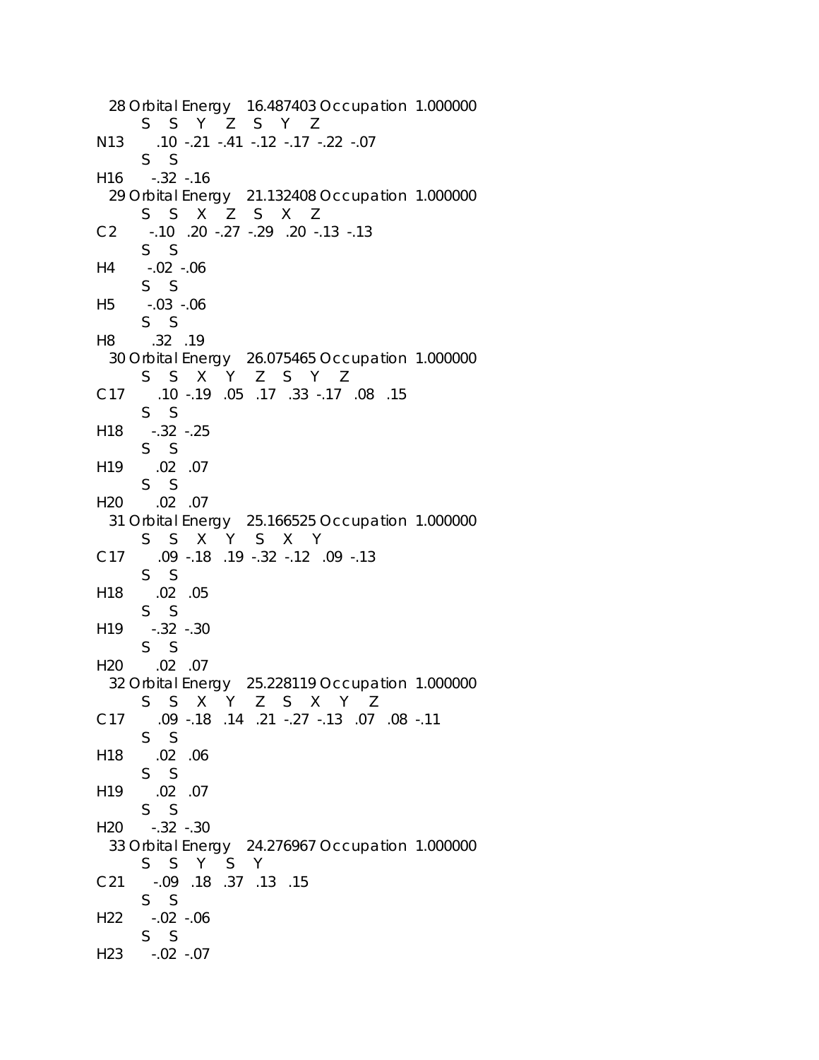```
  28 Orbital Energy    16.487403 Occupation  1.000000
        S    S    Y    Z    S    Y    Z
N13      .10  -.21  -.41  -.12  -.17  -.22  -.07
        S    S
H16     -.32  -.16
  29 Orbital Energy    21.132408 Occupation  1.000000
        S    S    X    Z    S    X    Z
C2      -.10   .20  -.27  -.29   .20  -.13  -.13
        S    S
H4      -.02  -.06
        S    S
H5      -.03  -.06
        S    S
H8       .32   .19
  30 Orbital Energy    26.075465 Occupation  1.000000
        S    S    X    Y    Z    S    Y    Z
C17      .10  -.19   .05   .17   .33  -.17   .08   .15
        S    S
H18     -.32  -.25
        S    S
H19      .02   .07
        S    S
H20      .02   .07
  31 Orbital Energy    25.166525 Occupation  1.000000
        S    S    X    Y    S    X    Y
C17      .09  -.18   .19  -.32  -.12   .09  -.13
        S    S
H18      .02   .05
        S    S
H19     -.32  -.30
        S    S
H20      .02   .07
  32 Orbital Energy    25.228119 Occupation  1.000000
        S    S    X    Y    Z    S    X    Y    Z
C17      .09  -.18   .14   .21  -.27  -.13   .07   .08  -.11
        S    S
H18      .02   .06
        S    S
H19      .02   .07
        S    S
H20     -.32  -.30
  33 Orbital Energy    24.276967 Occupation  1.000000
        S    S    Y    S    Y
C21     -.09   .18   .37   .13   .15
        S    S
H22     -.02  -.06
        S    S
H23     -.02  -.07
```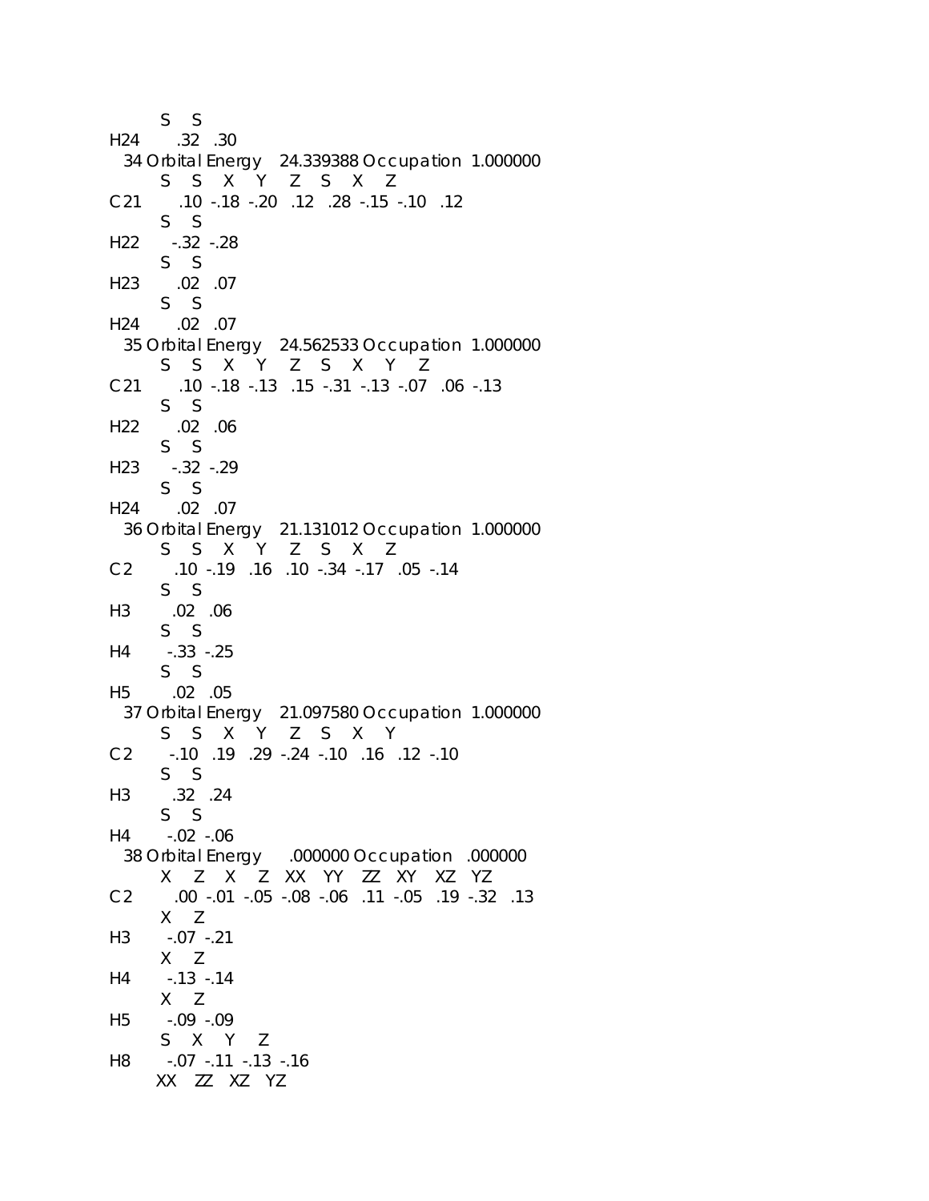```
        S    S
H24       .32  .30
  34 Orbital Energy    24.339388 Occupation  1.000000
        S    S    X    Y    Z    S    X    Z
C21       .10  -.18  -.20   .12   .28  -.15  -.10   .12
        S    S
H22      -.32  -.28
        S    S
H23       .02   .07
        S    S
H24       .02   .07
  35 Orbital Energy    24.562533 Occupation  1.000000
        S    S    X    Y    Z    S    X    Y    Z
C21       .10  -.18  -.13   .15  -.31  -.13  -.07   .06  -.13
        S    S
H22       .02   .06
        S    S
H23      -.32  -.29
        S    S
H24       .02   .07
  36 Orbital Energy    21.131012 Occupation  1.000000
        S    S    X    Y    Z    S    X    Z
C2        .10  -.19   .16   .10  -.34  -.17   .05  -.14
        S    S
H3        .02   .06
        S    S
H4       -.33  -.25
        S    S
H5        .02   .05
  37 Orbital Energy    21.097580 Occupation  1.000000
        S    S    X    Y    Z    S    X    Y
C2       -.10   .19   .29  -.24  -.10   .16   .12  -.10
        S    S
H3        .32   .24
        S    S
H4       -.02  -.06
  38 Orbital Energy      .000000 Occupation   .000000
        X    Z    X    Z   XX   YY   ZZ   XY   XZ   YZ
C2        .00  -.01  -.05  -.08  -.06   .11  -.05   .19  -.32   .13
        X    Z
H3       -.07  -.21
        X    Z
H4       -.13  -.14
        X    Z
H5       -.09  -.09
        S    X    Y    Z
H8       -.07  -.11  -.13  -.16
       XX   ZZ   XZ   YZ
```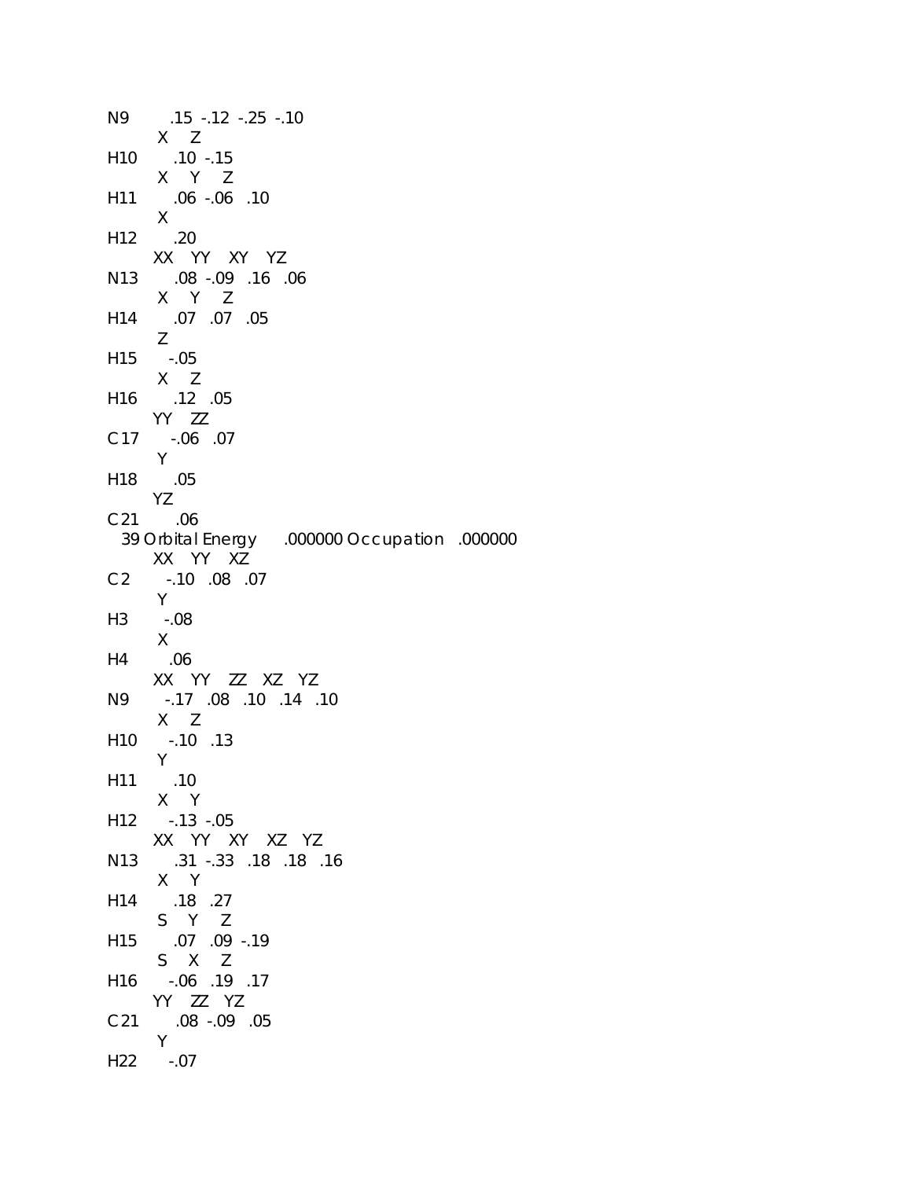```
N9         .15  -.12  -.25  -.10
          X     Z
H10        .10  -.15
          X     Y     Z
H11        .06  -.06   .10
          X
H12        .20
         XX    YY    XY    YZ
N13        .08  -.09   .16   .06
          X     Y     Z
H14        .07   .07   .05
          Z
H15       -.05
          X     Z
H16        .12   .05
         YY    ZZ
C17       -.06   .07
          Y
H18        .05
         YZ
C21        .06
   39 Orbital Energy      .000000 Occupation   .000000
         XX    YY    XZ
C2        -.10   .08   .07
          Y
H3        -.08
          X
H4         .06
         XX    YY    ZZ    XZ    YZ
N9        -.17   .08   .10   .14   .10
          X     Z
H10       -.10   .13
          Y
H11        .10
          X     Y
H12       -.13  -.05
         XX    YY    XY    XZ    YZ
N13        .31  -.33   .18   .18   .16
          X     Y
H14        .18   .27
          S     Y     Z
H15        .07   .09  -.19
          S     X     Z
H16       -.06   .19   .17
         YY    ZZ    YZ
C21        .08  -.09   .05
          Y
H22       -.07
```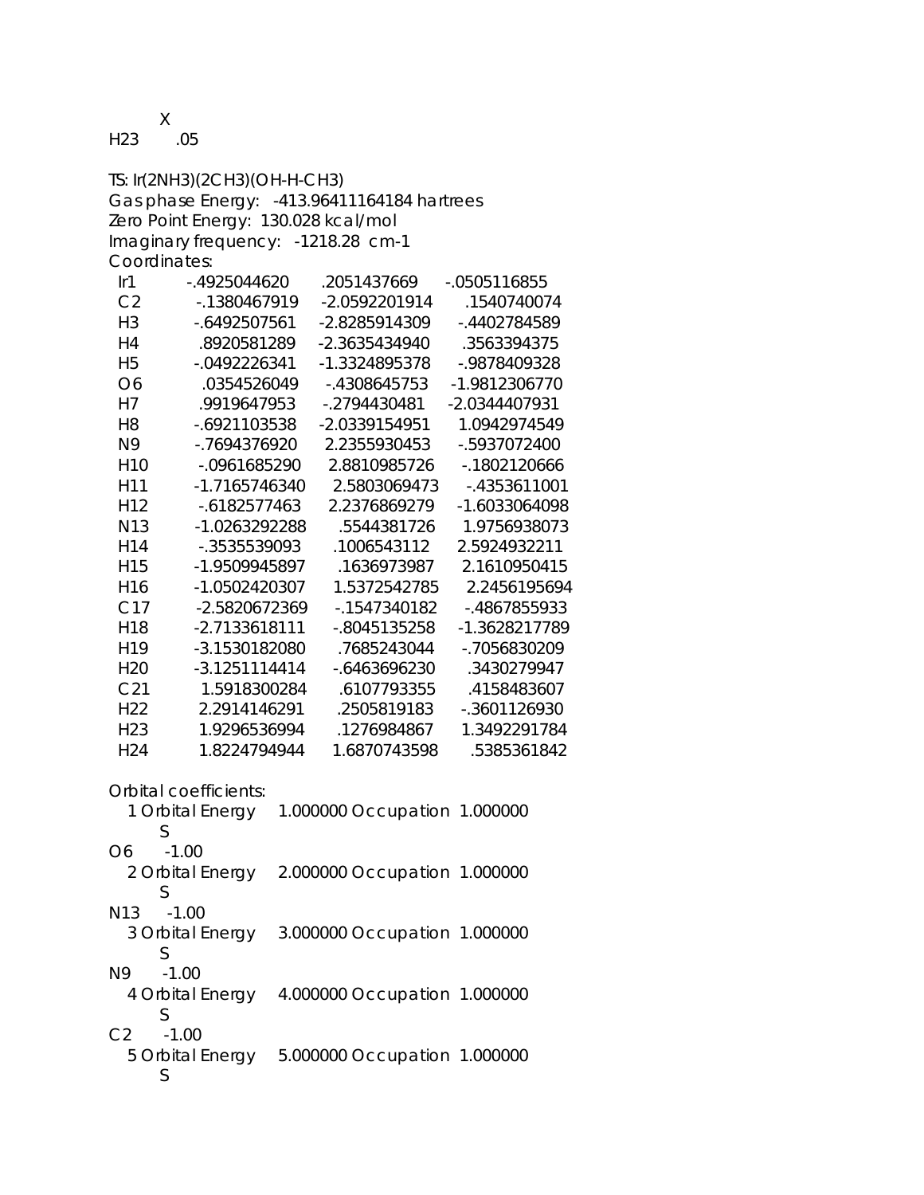X
H23 .05

TS: Ir(2NH3)(2CH3)(OH-H-CH3)
Gas phase Energy: -413.96411164184 hartrees
Zero Point Energy: 130.028 kcal/mol
Imaginary frequency: -1218.28 cm-1
Coordinates:

```
 Ir1     -.4925044620     .2051437669    -.0505116855
 C2      -.1380467919   -2.0592201914     .1540740074
 H3      -.6492507561   -2.8285914309    -.4402784589
 H4       .8920581289   -2.3635434940     .3563394375
 H5      -.0492226341   -1.3324895378    -.9878409328
 O6       .0354526049    -.4308645753   -1.9812306770
 H7       .9919647953    -.2794430481   -2.0344407931
 H8      -.6921103538   -2.0339154951    1.0942974549
 N9      -.7694376920    2.2355930453    -.5937072400
 H10     -.0961685290    2.8810985726    -.1802120666
 H11    -1.7165746340    2.5803069473    -.4353611001
 H12     -.6182577463    2.2376869279   -1.6033064098
 N13    -1.0263292288     .5544381726    1.9756938073
 H14     -.3535539093     .1006543112    2.5924932211
 H15    -1.9509945897     .1636973987    2.1610950415
 H16    -1.0502420307    1.5372542785    2.2456195694
 C17    -2.5820672369    -.1547340182    -.4867855933
 H18    -2.7133618111    -.8045135258   -1.3628217789
 H19    -3.1530182080     .7685243044    -.7056830209
 H20    -3.1251114414    -.6463696230     .3430279947
 C21     1.5918300284     .6107793355     .4158483607
 H22     2.2914146291     .2505819183    -.3601126930
 H23     1.9296536994     .1276984867    1.3492291784
 H24     1.8224794944    1.6870743598     .5385361842
```

Orbital coefficients:

```
   1 Orbital Energy    1.000000 Occupation  1.000000
        S
O6     -1.00
   2 Orbital Energy    2.000000 Occupation  1.000000
        S
N13    -1.00
   3 Orbital Energy    3.000000 Occupation  1.000000
        S
N9     -1.00
   4 Orbital Energy    4.000000 Occupation  1.000000
        S
C2     -1.00
   5 Orbital Energy    5.000000 Occupation  1.000000
        S
```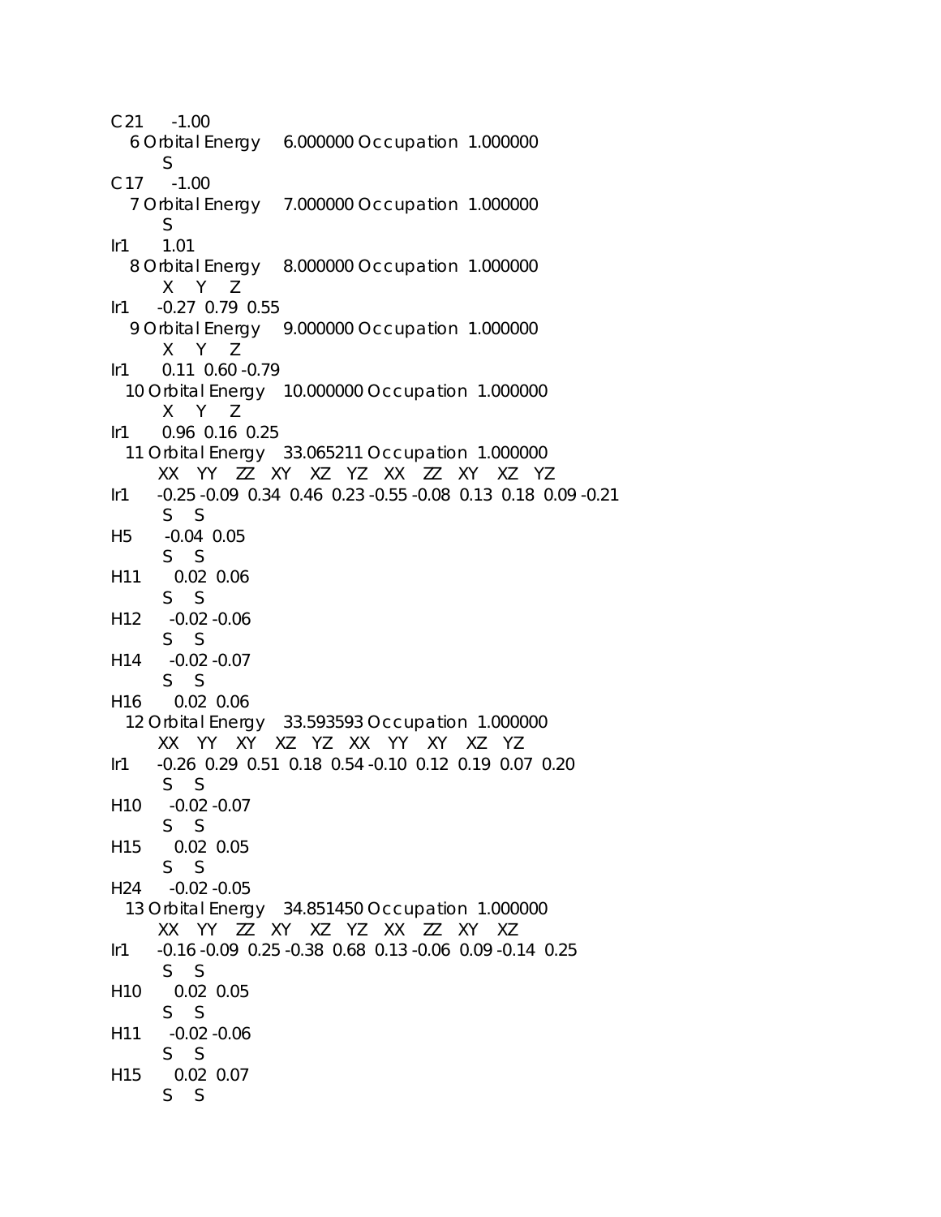```
C21      -1.00
   6 Orbital Energy     6.000000 Occupation  1.000000
         S
C17      -1.00
   7 Orbital Energy     7.000000 Occupation  1.000000
         S
Ir1       1.01
   8 Orbital Energy     8.000000 Occupation  1.000000
         X     Y     Z
Ir1      -0.27  0.79  0.55
   9 Orbital Energy     9.000000 Occupation  1.000000
         X     Y     Z
Ir1       0.11  0.60 -0.79
  10 Orbital Energy    10.000000 Occupation  1.000000
         X     Y     Z
Ir1       0.96  0.16  0.25
  11 Orbital Energy    33.065211 Occupation  1.000000
        XX    YY    ZZ    XY    XZ    YZ    XX    ZZ    XY    XZ    YZ
Ir1      -0.25 -0.09  0.34  0.46  0.23 -0.55 -0.08  0.13  0.18  0.09 -0.21
         S     S
H5       -0.04  0.05
         S     S
H11       0.02  0.06
         S     S
H12      -0.02 -0.06
         S     S
H14      -0.02 -0.07
         S     S
H16       0.02  0.06
  12 Orbital Energy    33.593593 Occupation  1.000000
        XX    YY    XY    XZ    YZ    XX    YY    XY    XZ    YZ
Ir1      -0.26  0.29  0.51  0.18  0.54 -0.10  0.12  0.19  0.07  0.20
         S     S
H10      -0.02 -0.07
         S     S
H15       0.02  0.05
         S     S
H24      -0.02 -0.05
  13 Orbital Energy    34.851450 Occupation  1.000000
        XX    YY    ZZ    XY    XZ    YZ    XX    ZZ    XY    XZ
Ir1      -0.16 -0.09  0.25 -0.38  0.68  0.13 -0.06  0.09 -0.14  0.25
         S     S
H10       0.02  0.05
         S     S
H11      -0.02 -0.06
         S     S
H15       0.02  0.07
         S     S
```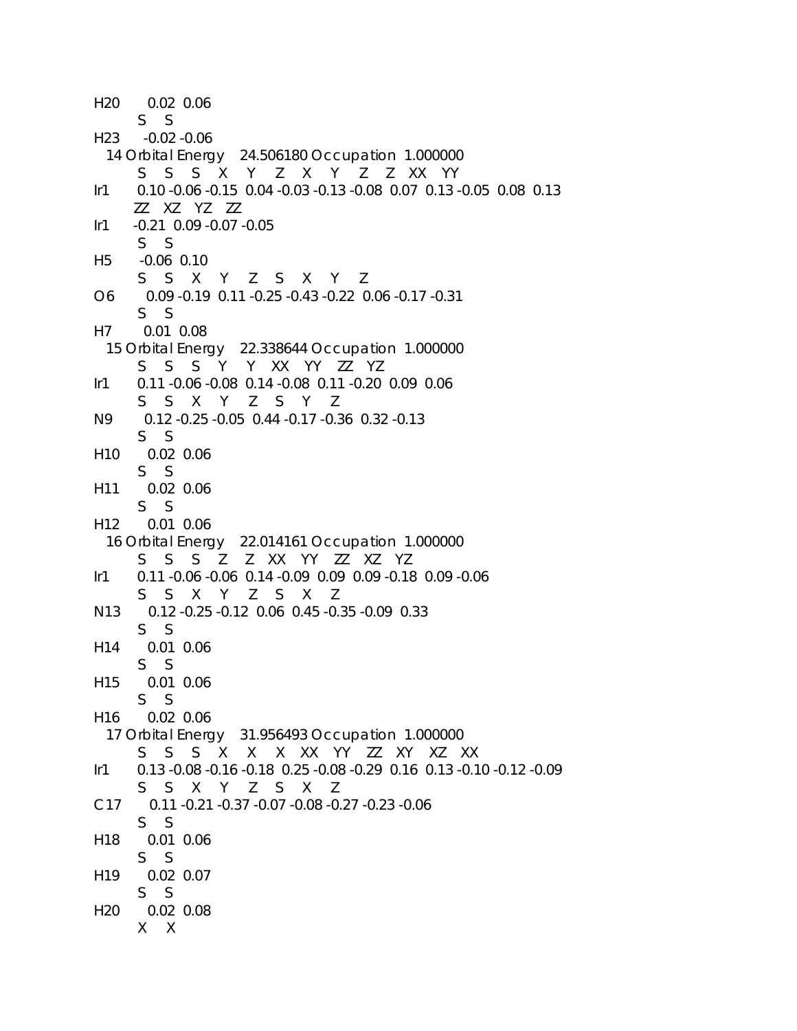```
H20      0.02  0.06
        S    S
H23     -0.02 -0.06
  14 Orbital Energy    24.506180 Occupation  1.000000
        S    S    S    X    Y    Z    X    Y    Z    Z   XX   YY
Ir1      0.10 -0.06 -0.15  0.04 -0.03 -0.13 -0.08  0.07  0.13 -0.05  0.08  0.13
        ZZ   XZ   YZ   ZZ
Ir1     -0.21  0.09 -0.07 -0.05
        S    S
H5      -0.06  0.10
        S    S    X    Y    Z    S    X    Y    Z
O6       0.09 -0.19  0.11 -0.25 -0.43 -0.22  0.06 -0.17 -0.31
        S    S
H7       0.01  0.08
  15 Orbital Energy    22.338644 Occupation  1.000000
        S    S    S    Y    Y   XX   YY   ZZ   YZ
Ir1      0.11 -0.06 -0.08  0.14 -0.08  0.11 -0.20  0.09  0.06
        S    S    X    Y    Z    S    Y    Z
N9       0.12 -0.25 -0.05  0.44 -0.17 -0.36  0.32 -0.13
        S    S
H10      0.02  0.06
        S    S
H11      0.02  0.06
        S    S
H12      0.01  0.06
  16 Orbital Energy    22.014161 Occupation  1.000000
        S    S    S    Z    Z   XX   YY   ZZ   XZ   YZ
Ir1      0.11 -0.06 -0.06  0.14 -0.09  0.09  0.09 -0.18  0.09 -0.06
        S    S    X    Y    Z    S    X    Z
N13      0.12 -0.25 -0.12  0.06  0.45 -0.35 -0.09  0.33
        S    S
H14      0.01  0.06
        S    S
H15      0.01  0.06
        S    S
H16      0.02  0.06
  17 Orbital Energy    31.956493 Occupation  1.000000
        S    S    S    X    X    X   XX   YY   ZZ   XY   XZ   XX
Ir1      0.13 -0.08 -0.16 -0.18  0.25 -0.08 -0.29  0.16  0.13 -0.10 -0.12 -0.09
        S    S    X    Y    Z    S    X    Z
C17      0.11 -0.21 -0.37 -0.07 -0.08 -0.27 -0.23 -0.06
        S    S
H18      0.01  0.06
        S    S
H19      0.02  0.07
        S    S
H20      0.02  0.08
        X    X
```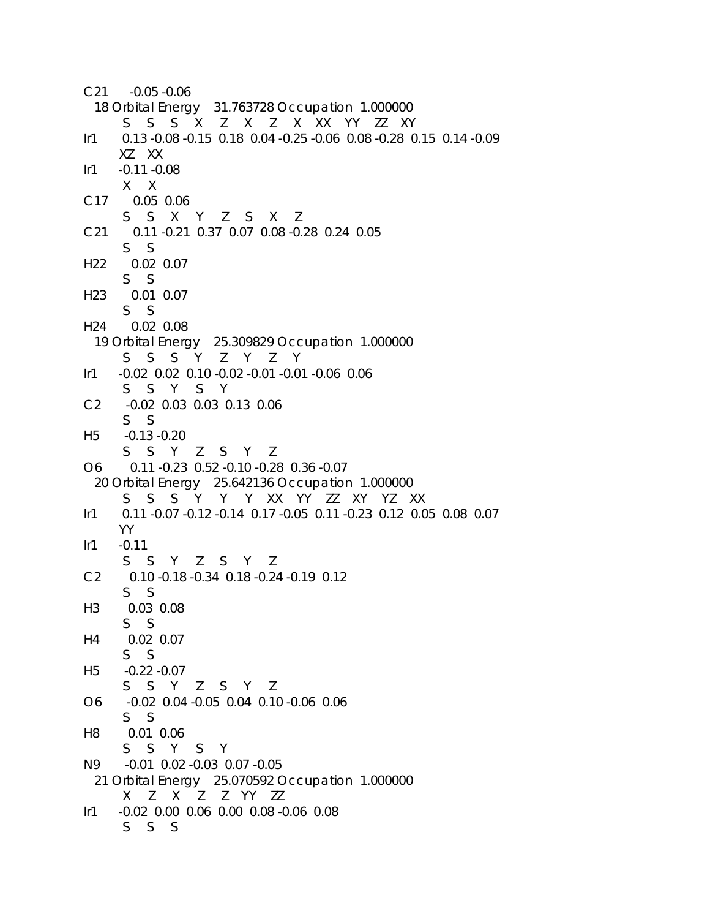```
C21      -0.05 -0.06
   18 Orbital Energy    31.763728 Occupation  1.000000
         S    S    S    X    Z    X    Z    X   XX   YY   ZZ   XY
Ir1     0.13 -0.08 -0.15  0.18  0.04 -0.25 -0.06  0.08 -0.28  0.15  0.14 -0.09
        XZ   XX
Ir1    -0.11 -0.08
         X    X
C17     0.05  0.06
         S    S    X    Y    Z    S    X    Z
C21     0.11 -0.21  0.37  0.07  0.08 -0.28  0.24  0.05
         S    S
H22     0.02  0.07
         S    S
H23     0.01  0.07
         S    S
H24     0.02  0.08
   19 Orbital Energy    25.309829 Occupation  1.000000
         S    S    S    Y    Z    Y    Z    Y
Ir1    -0.02  0.02  0.10 -0.02 -0.01 -0.01 -0.06  0.06
         S    S    Y    S    Y
C2     -0.02  0.03  0.03  0.13  0.06
         S    S
H5     -0.13 -0.20
         S    S    Y    Z    S    Y    Z
O6      0.11 -0.23  0.52 -0.10 -0.28  0.36 -0.07
   20 Orbital Energy    25.642136 Occupation  1.000000
         S    S    S    Y    Y    Y   XX   YY   ZZ   XY   YZ   XX
Ir1     0.11 -0.07 -0.12 -0.14  0.17 -0.05  0.11 -0.23  0.12  0.05  0.08  0.07
        YY
Ir1    -0.11
         S    S    Y    Z    S    Y    Z
C2      0.10 -0.18 -0.34  0.18 -0.24 -0.19  0.12
         S    S
H3      0.03  0.08
         S    S
H4      0.02  0.07
         S    S
H5     -0.22 -0.07
         S    S    Y    Z    S    Y    Z
O6     -0.02  0.04 -0.05  0.04  0.10 -0.06  0.06
         S    S
H8      0.01  0.06
         S    S    Y    S    Y
N9     -0.01  0.02 -0.03  0.07 -0.05
   21 Orbital Energy    25.070592 Occupation  1.000000
         X    Z    X    Z    Z   YY   ZZ
Ir1    -0.02  0.00  0.06  0.00  0.08 -0.06  0.08
         S    S    S
```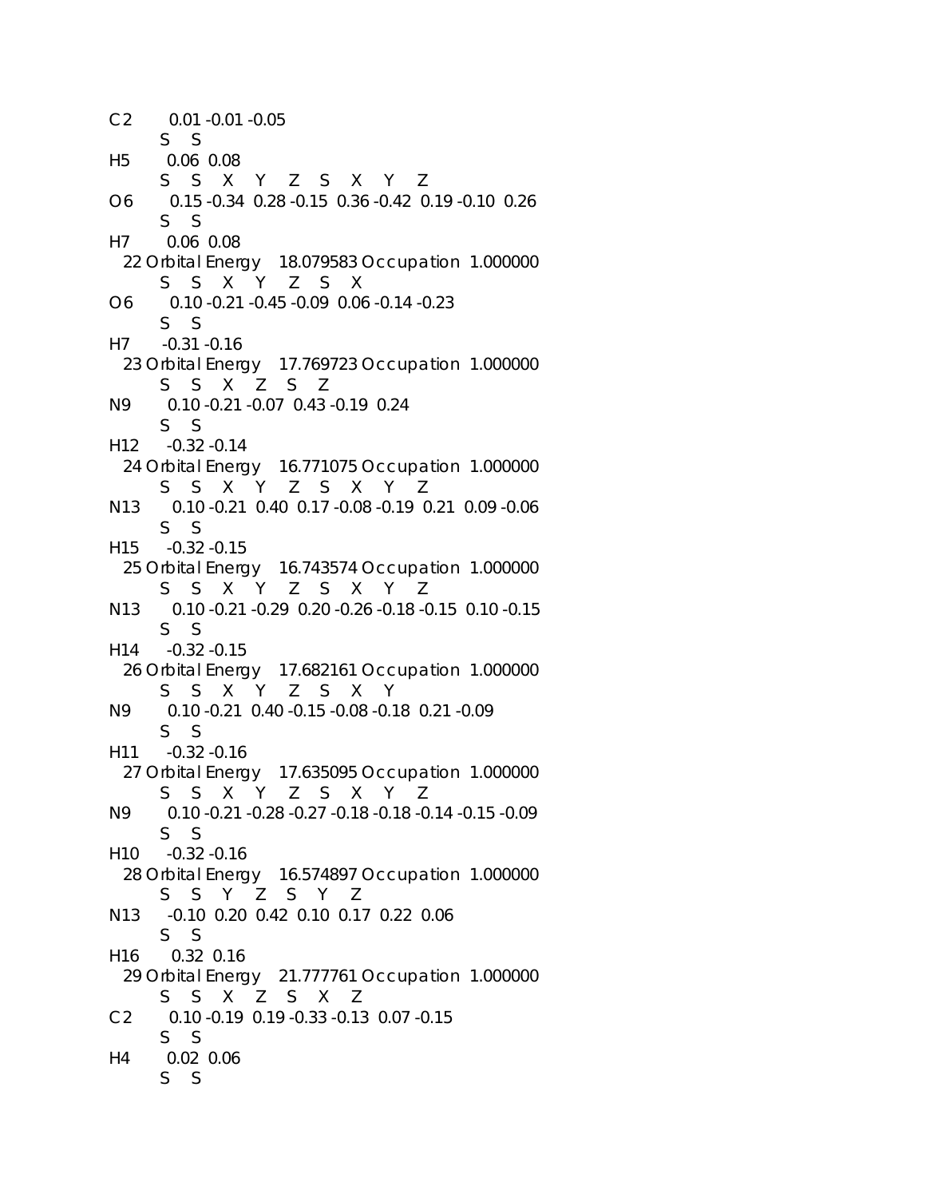```
C2        0.01 -0.01 -0.05
        S    S
H5        0.06  0.08
        S    S    X    Y    Z    S    X    Y    Z
O6        0.15 -0.34  0.28 -0.15  0.36 -0.42  0.19 -0.10  0.26
        S    S
H7        0.06  0.08
  22 Orbital Energy    18.079583 Occupation  1.000000
        S    S    X    Y    Z    S    X
O6        0.10 -0.21 -0.45 -0.09  0.06 -0.14 -0.23
        S    S
H7       -0.31 -0.16
  23 Orbital Energy    17.769723 Occupation  1.000000
        S    S    X    Z    S    Z
N9        0.10 -0.21 -0.07  0.43 -0.19  0.24
        S    S
H12      -0.32 -0.14
  24 Orbital Energy    16.771075 Occupation  1.000000
        S    S    X    Y    Z    S    X    Y    Z
N13       0.10 -0.21  0.40  0.17 -0.08 -0.19  0.21  0.09 -0.06
        S    S
H15      -0.32 -0.15
  25 Orbital Energy    16.743574 Occupation  1.000000
        S    S    X    Y    Z    S    X    Y    Z
N13       0.10 -0.21 -0.29  0.20 -0.26 -0.18 -0.15  0.10 -0.15
        S    S
H14      -0.32 -0.15
  26 Orbital Energy    17.682161 Occupation  1.000000
        S    S    X    Y    Z    S    X    Y
N9        0.10 -0.21  0.40 -0.15 -0.08 -0.18  0.21 -0.09
        S    S
H11      -0.32 -0.16
  27 Orbital Energy    17.635095 Occupation  1.000000
        S    S    X    Y    Z    S    X    Y    Z
N9        0.10 -0.21 -0.28 -0.27 -0.18 -0.18 -0.14 -0.15 -0.09
        S    S
H10      -0.32 -0.16
  28 Orbital Energy    16.574897 Occupation  1.000000
        S    S    Y    Z    S    Y    Z
N13      -0.10  0.20  0.42  0.10  0.17  0.22  0.06
        S    S
H16       0.32  0.16
  29 Orbital Energy    21.777761 Occupation  1.000000
        S    S    X    Z    S    X    Z
C2        0.10 -0.19  0.19 -0.33 -0.13  0.07 -0.15
        S    S
H4        0.02  0.06
        S    S
```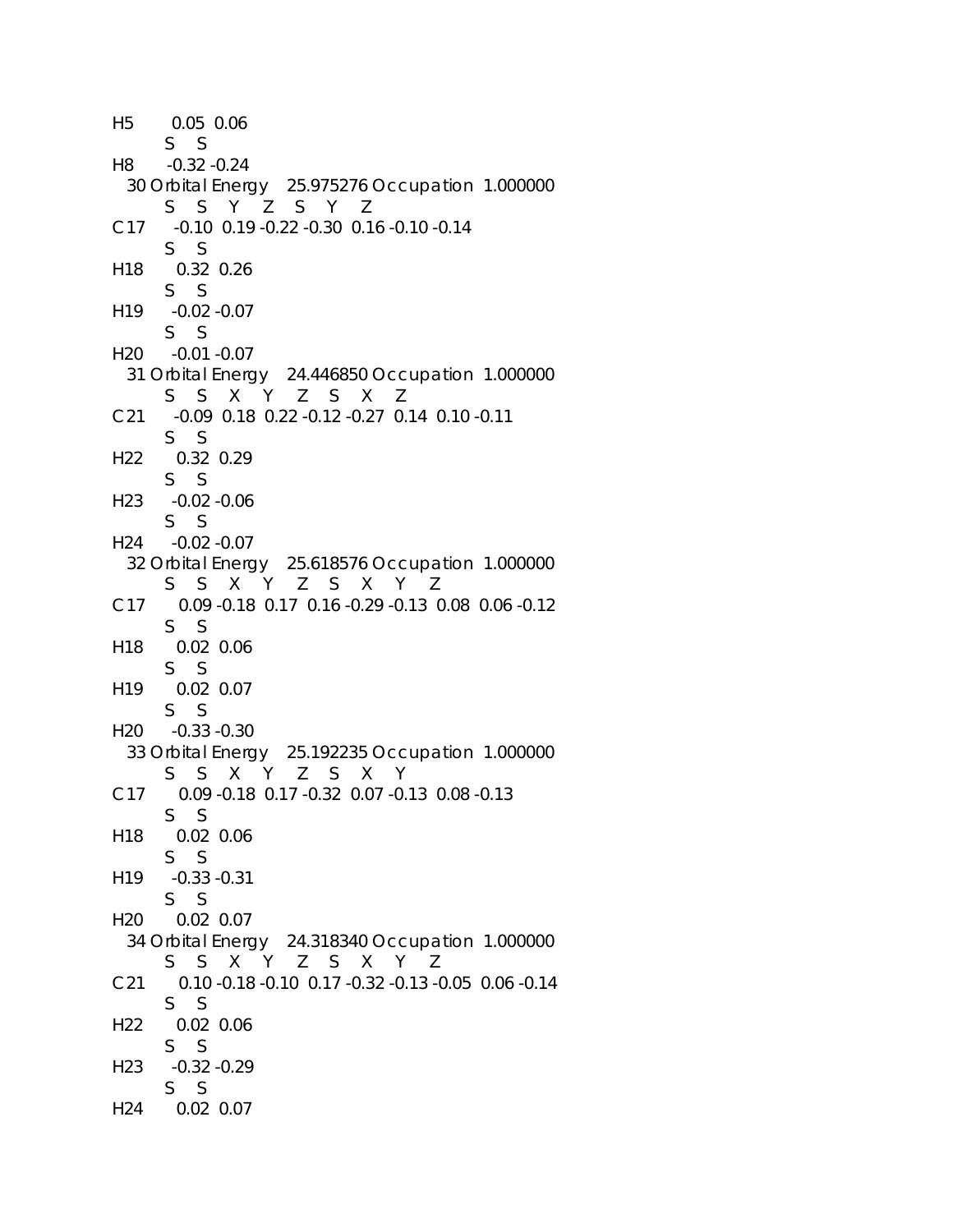```
H5        0.05  0.06
         S    S
H8       -0.32 -0.24
  30 Orbital Energy    25.975276 Occupation  1.000000
         S    S    Y    Z    S    Y    Z
C17      -0.10  0.19 -0.22 -0.30  0.16 -0.10 -0.14
         S    S
H18       0.32  0.26
         S    S
H19      -0.02 -0.07
         S    S
H20      -0.01 -0.07
  31 Orbital Energy    24.446850 Occupation  1.000000
         S    S    X    Y    Z    S    X    Z
C21      -0.09  0.18  0.22 -0.12 -0.27  0.14  0.10 -0.11
         S    S
H22       0.32  0.29
         S    S
H23      -0.02 -0.06
         S    S
H24      -0.02 -0.07
  32 Orbital Energy    25.618576 Occupation  1.000000
         S    S    X    Y    Z    S    X    Y    Z
C17       0.09 -0.18  0.17  0.16 -0.29 -0.13  0.08  0.06 -0.12
         S    S
H18       0.02  0.06
         S    S
H19       0.02  0.07
         S    S
H20      -0.33 -0.30
  33 Orbital Energy    25.192235 Occupation  1.000000
         S    S    X    Y    Z    S    X    Y
C17       0.09 -0.18  0.17 -0.32  0.07 -0.13  0.08 -0.13
         S    S
H18       0.02  0.06
         S    S
H19      -0.33 -0.31
         S    S
H20       0.02  0.07
  34 Orbital Energy    24.318340 Occupation  1.000000
         S    S    X    Y    Z    S    X    Y    Z
C21       0.10 -0.18 -0.10  0.17 -0.32 -0.13 -0.05  0.06 -0.14
         S    S
H22       0.02  0.06
         S    S
H23      -0.32 -0.29
         S    S
H24       0.02  0.07
```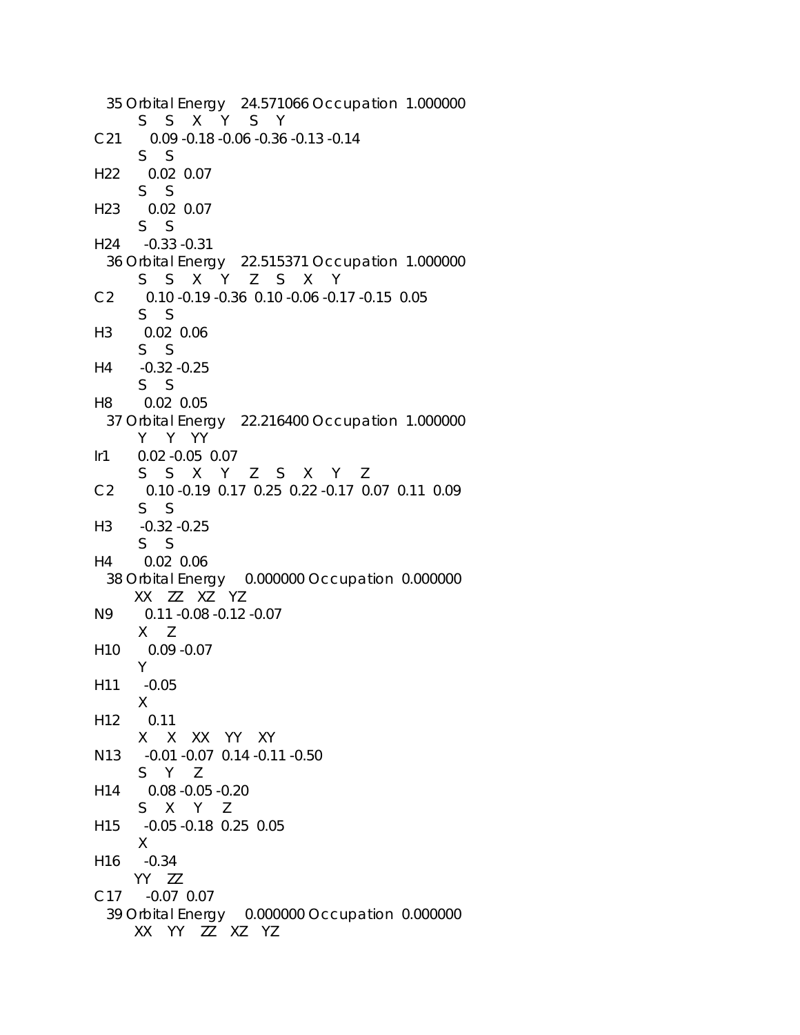```
  35 Orbital Energy    24.571066 Occupation  1.000000
        S     S     X     Y     S     Y
C21      0.09 -0.18 -0.06 -0.36 -0.13 -0.14
        S     S
H22      0.02  0.07
        S     S
H23      0.02  0.07
        S     S
H24     -0.33 -0.31
  36 Orbital Energy    22.515371 Occupation  1.000000
        S     S     X     Y     Z     S     X     Y
C2       0.10 -0.19 -0.36  0.10 -0.06 -0.17 -0.15  0.05
        S     S
H3       0.02  0.06
        S     S
H4      -0.32 -0.25
        S     S
H8       0.02  0.05
  37 Orbital Energy    22.216400 Occupation  1.000000
        Y     Y     YY
Ir1      0.02 -0.05  0.07
        S     S     X     Y     Z     S     X     Y     Z
C2       0.10 -0.19  0.17  0.25  0.22 -0.17  0.07  0.11  0.09
        S     S
H3      -0.32 -0.25
        S     S
H4       0.02  0.06
  38 Orbital Energy     0.000000 Occupation  0.000000
       XX    ZZ    XZ    YZ
N9       0.11 -0.08 -0.12 -0.07
        X     Z
H10      0.09 -0.07
        Y
H11     -0.05
        X
H12      0.11
        X     X     XX    YY    XY
N13     -0.01 -0.07  0.14 -0.11 -0.50
        S     Y     Z
H14      0.08 -0.05 -0.20
        S     X     Y     Z
H15     -0.05 -0.18  0.25  0.05
        X
H16     -0.34
       YY    ZZ
C17     -0.07  0.07
  39 Orbital Energy     0.000000 Occupation  0.000000
       XX    YY    ZZ    XZ    YZ
```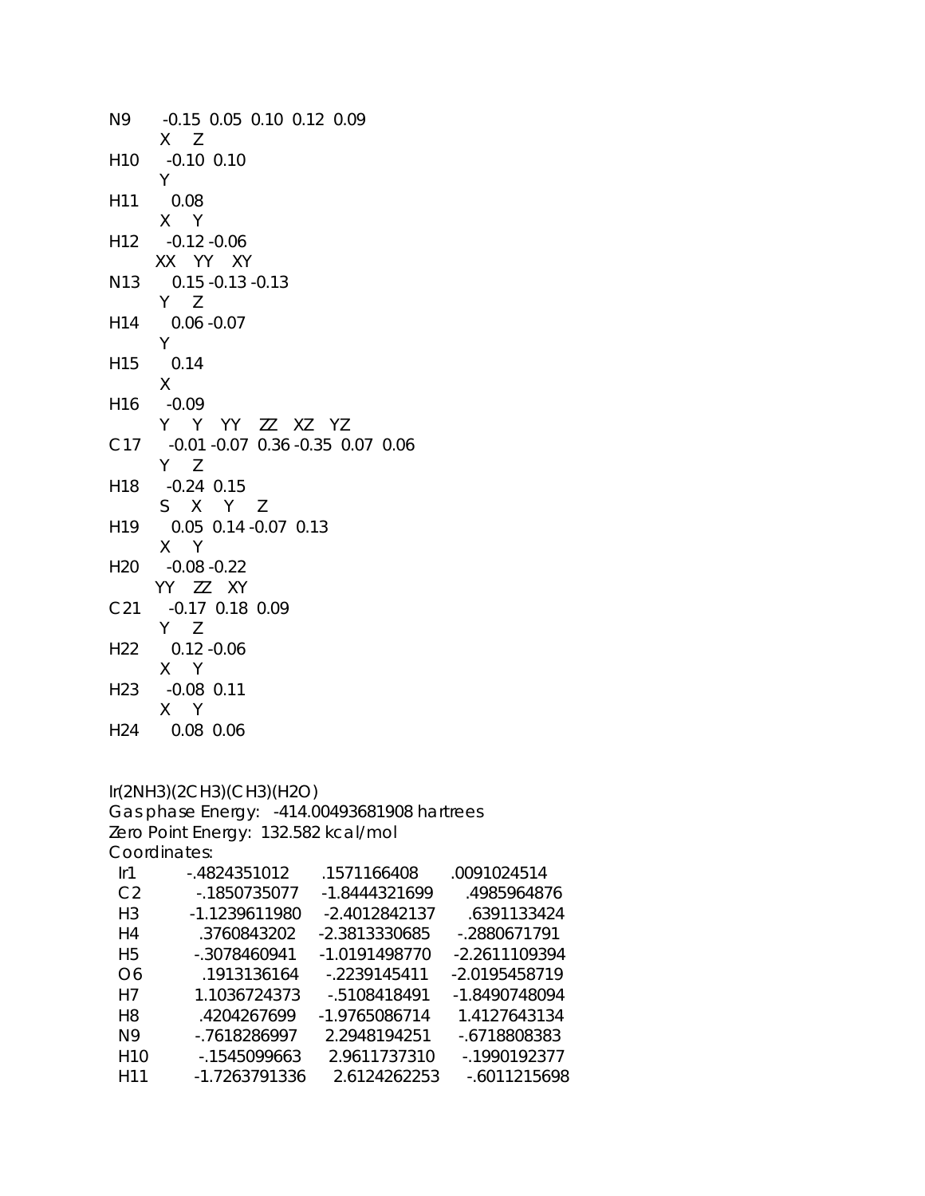```
N9       -0.15  0.05  0.10  0.12  0.09
          X     Z
H10      -0.10  0.10
          Y
H11       0.08
          X     Y
H12      -0.12 -0.06
         XX    YY    XY
N13       0.15 -0.13 -0.13
          Y     Z
H14       0.06 -0.07
          Y
H15       0.14
          X
H16      -0.09
          Y     Y    YY    ZZ    XZ    YZ
C17      -0.01 -0.07  0.36 -0.35  0.07  0.06
          Y     Z
H18      -0.24  0.15
          S     X     Y     Z
H19       0.05  0.14 -0.07  0.13
          X     Y
H20      -0.08 -0.22
         YY    ZZ    XY
C21      -0.17  0.18  0.09
          Y     Z
H22       0.12 -0.06
          X     Y
H23      -0.08  0.11
          X     Y
H24       0.08  0.06
```

Ir(2NH3)(2CH3)(CH3)(H2O)
Gas phase Energy: -414.00493681908 hartrees
Zero Point Energy: 132.582 kcal/mol
Coordinates:

```
Ir1     -.4824351012      .1571166408     .0091024514
C2      -.1850735077    -1.8444321699     .4985964876
H3     -1.1239611980    -2.4012842137     .6391133424
H4       .3760843202    -2.3813330685    -.2880671791
H5      -.3078460941    -1.0191498770   -2.2611109394
O6       .1913136164     -.2239145411   -2.0195458719
H7      1.1036724373     -.5108418491   -1.8490748094
H8       .4204267699    -1.9765086714    1.4127643134
N9      -.7618286997     2.2948194251    -.6718808383
H10     -.1545099663     2.9611737310    -.1990192377
H11    -1.7263791336     2.6124262253    -.6011215698
```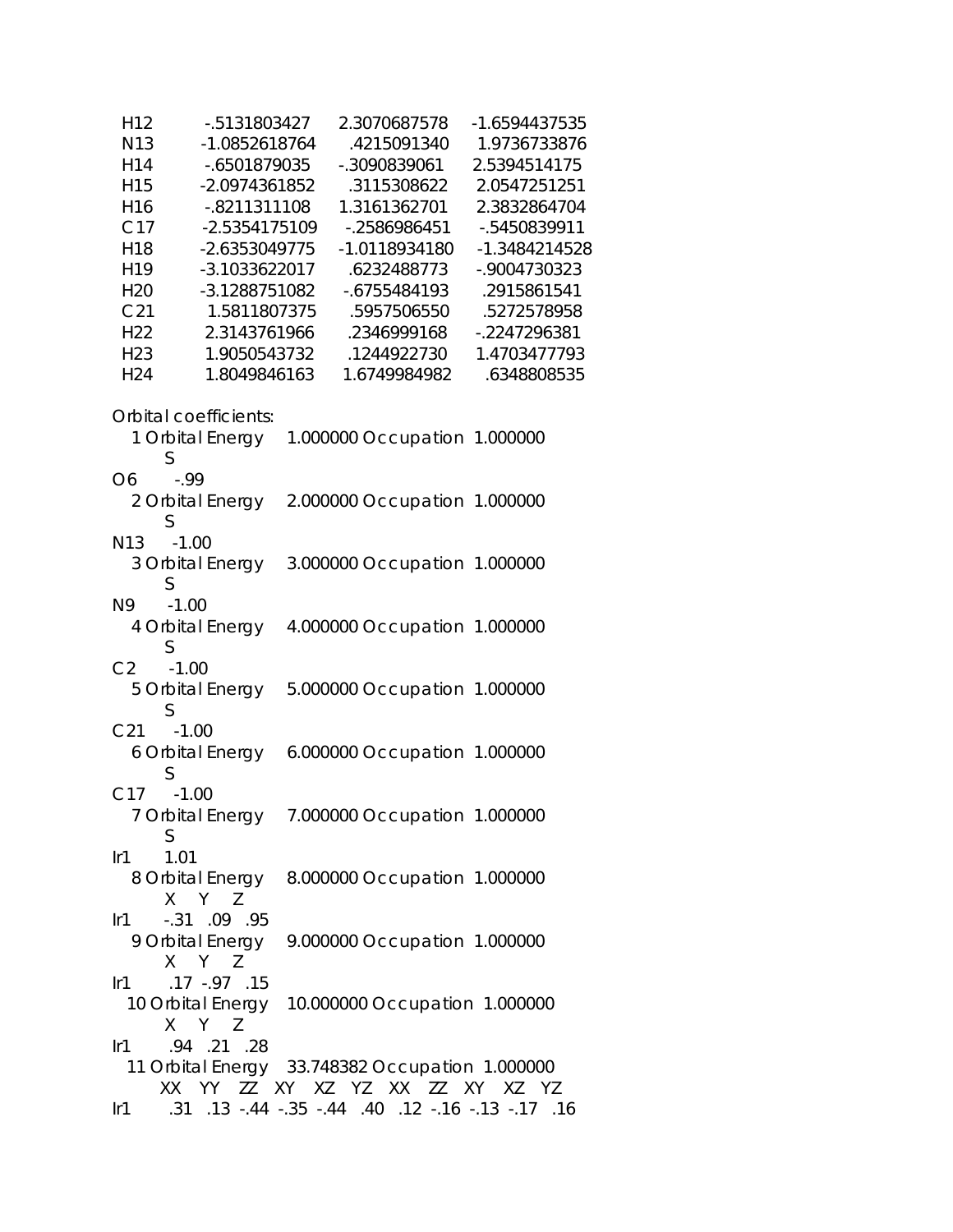```
 H12      -.5131803427    2.3070687578   -1.6594437535
 N13     -1.0852618764     .4215091340    1.9736733876
 H14      -.6501879035    -.3090839061    2.5394514175
 H15     -2.0974361852     .3115308622    2.0547251251
 H16      -.8211311108    1.3161362701    2.3832864704
 C17     -2.5354175109    -.2586986451    -.5450839911
 H18     -2.6353049775   -1.0118934180   -1.3484214528
 H19     -3.1033622017     .6232488773    -.9004730323
 H20     -3.1288751082    -.6755484193     .2915861541
 C21      1.5811807375     .5957506550     .5272578958
 H22      2.3143761966     .2346999168    -.2247296381
 H23      1.9050543732     .1244922730    1.4703477793
 H24      1.8049846163    1.6749984982     .6348808535
```

```
Orbital coefficients:
   1 Orbital Energy    1.000000 Occupation  1.000000
        S
O6     -.99
   2 Orbital Energy    2.000000 Occupation  1.000000
        S
N13    -1.00
   3 Orbital Energy    3.000000 Occupation  1.000000
        S
N9     -1.00
   4 Orbital Energy    4.000000 Occupation  1.000000
        S
C2     -1.00
   5 Orbital Energy    5.000000 Occupation  1.000000
        S
C21    -1.00
   6 Orbital Energy    6.000000 Occupation  1.000000
        S
C17    -1.00
   7 Orbital Energy    7.000000 Occupation  1.000000
        S
Ir1     1.01
   8 Orbital Energy    8.000000 Occupation  1.000000
        X    Y    Z
Ir1    -.31  .09  .95
   9 Orbital Energy    9.000000 Occupation  1.000000
        X    Y    Z
Ir1     .17 -.97  .15
  10 Orbital Energy   10.000000 Occupation  1.000000
        X    Y    Z
Ir1     .94  .21  .28
  11 Orbital Energy   33.748382 Occupation  1.000000
        XX   YY   ZZ   XY   XZ   YZ   XX   ZZ   XY   XZ   YZ
Ir1     .31  .13 -.44 -.35 -.44  .40  .12 -.16 -.13 -.17  .16
```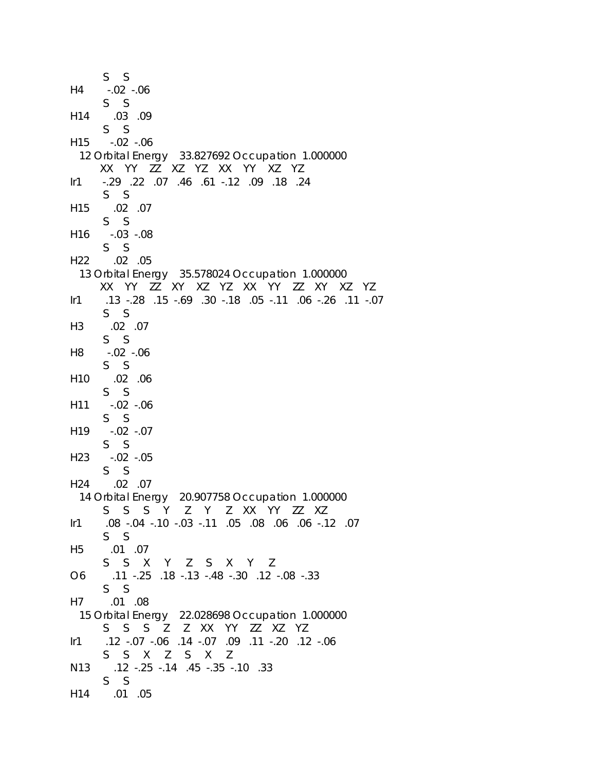```
        S    S
H4      -.02  -.06
        S    S
H14      .03   .09
        S    S
H15     -.02  -.06
  12 Orbital Energy    33.827692 Occupation  1.000000
       XX    YY    ZZ    XZ    YZ    XX    YY    XZ    YZ
Ir1     -.29   .22   .07   .46   .61  -.12   .09   .18   .24
        S    S
H15      .02   .07
        S    S
H16     -.03  -.08
        S    S
H22      .02   .05
  13 Orbital Energy    35.578024 Occupation  1.000000
       XX    YY    ZZ    XY    XZ    YZ    XX    YY    ZZ    XY    XZ    YZ
Ir1      .13  -.28   .15  -.69   .30  -.18   .05  -.11   .06  -.26   .11  -.07
        S    S
H3       .02   .07
        S    S
H8      -.02  -.06
        S    S
H10      .02   .06
        S    S
H11     -.02  -.06
        S    S
H19     -.02  -.07
        S    S
H23     -.02  -.05
        S    S
H24      .02   .07
  14 Orbital Energy    20.907758 Occupation  1.000000
        S    S    S    Y    Z    Y    Z    XX    YY    ZZ    XZ
Ir1      .08  -.04  -.10  -.03  -.11   .05   .08   .06   .06  -.12   .07
        S    S
H5       .01   .07
        S    S    X    Y    Z    S    X    Y    Z
O6       .11  -.25   .18  -.13  -.48  -.30   .12  -.08  -.33
        S    S
H7       .01   .08
  15 Orbital Energy    22.028698 Occupation  1.000000
        S    S    S    Z    Z    XX    YY    ZZ    XZ    YZ
Ir1      .12  -.07  -.06   .14  -.07   .09   .11  -.20   .12  -.06
        S    S    X    Z    S    X    Z
N13      .12  -.25  -.14   .45  -.35  -.10   .33
        S    S
H14      .01   .05
```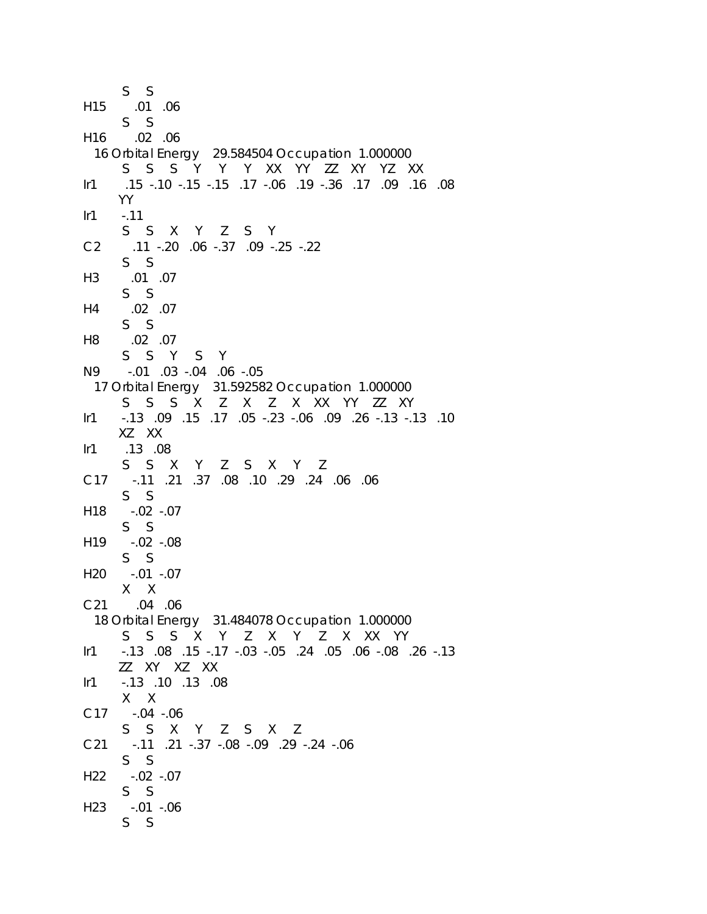```
        S    S
H15       .01   .06
        S    S
H16       .02   .06
   16 Orbital Energy    29.584504 Occupation  1.000000
        S    S    S    Y    Y    Y    XX    YY    ZZ    XY    YZ    XX
Ir1       .15  -.10  -.15  -.15   .17  -.06   .19  -.36   .17   .09   .16   .08
        YY
Ir1      -.11
        S    S    X    Y    Z    S    Y
C2        .11  -.20   .06  -.37   .09  -.25  -.22
        S    S
H3        .01   .07
        S    S
H4        .02   .07
        S    S
H8        .02   .07
        S    S    Y    S    Y
N9       -.01   .03  -.04   .06  -.05
   17 Orbital Energy    31.592582 Occupation  1.000000
        S    S    S    X    Z    X    Z    X    XX    YY    ZZ    XY
Ir1      -.13   .09   .15   .17   .05  -.23  -.06   .09   .26  -.13  -.13   .10
        XZ    XX
Ir1       .13   .08
        S    S    X    Y    Z    S    X    Y    Z
C17      -.11   .21   .37   .08   .10   .29   .24   .06   .06
        S    S
H18      -.02  -.07
        S    S
H19      -.02  -.08
        S    S
H20      -.01  -.07
        X    X
C21       .04   .06
   18 Orbital Energy    31.484078 Occupation  1.000000
        S    S    S    X    Y    Z    X    Y    Z    X    XX    YY
Ir1      -.13   .08   .15  -.17  -.03  -.05   .24   .05   .06  -.08   .26  -.13
        ZZ    XY    XZ    XX
Ir1      -.13   .10   .13   .08
        X    X
C17      -.04  -.06
        S    S    X    Y    Z    S    X    Z
C21      -.11   .21  -.37  -.08  -.09   .29  -.24  -.06
        S    S
H22      -.02  -.07
        S    S
H23      -.01  -.06
        S    S
```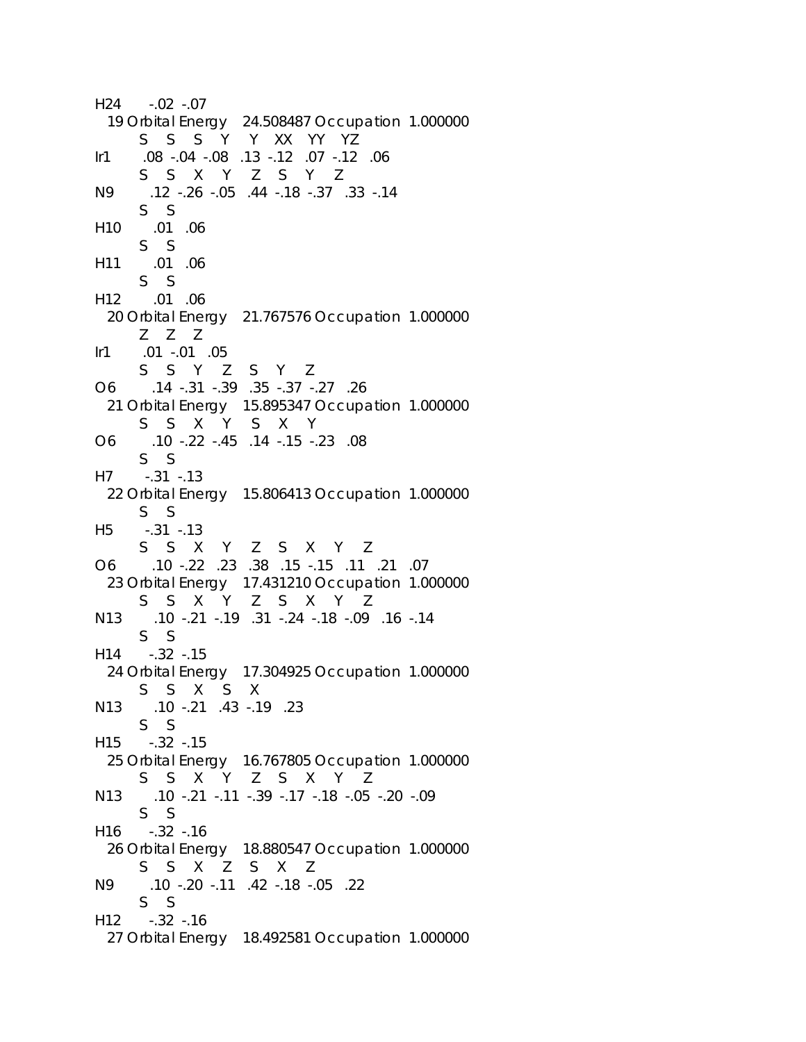```
H24      -.02  -.07
  19 Orbital Energy    24.508487 Occupation  1.000000
         S    S    S    Y    Y    XX   YY   YZ
Ir1       .08  -.04  -.08   .13  -.12   .07  -.12   .06
         S    S    X    Y    Z    S    Y    Z
N9        .12  -.26  -.05   .44  -.18  -.37   .33  -.14
         S    S
H10       .01   .06
         S    S
H11       .01   .06
         S    S
H12       .01   .06
  20 Orbital Energy    21.767576 Occupation  1.000000
         Z    Z    Z
Ir1       .01  -.01   .05
         S    S    Y    Z    S    Y    Z
O6        .14  -.31  -.39   .35  -.37  -.27   .26
  21 Orbital Energy    15.895347 Occupation  1.000000
         S    S    X    Y    S    X    Y
O6        .10  -.22  -.45   .14  -.15  -.23   .08
         S    S
H7       -.31  -.13
  22 Orbital Energy    15.806413 Occupation  1.000000
         S    S
H5       -.31  -.13
         S    S    X    Y    Z    S    X    Y    Z
O6        .10  -.22   .23   .38   .15  -.15   .11   .21   .07
  23 Orbital Energy    17.431210 Occupation  1.000000
         S    S    X    Y    Z    S    X    Y    Z
N13       .10  -.21  -.19   .31  -.24  -.18  -.09   .16  -.14
         S    S
H14      -.32  -.15
  24 Orbital Energy    17.304925 Occupation  1.000000
         S    S    X    S    X
N13       .10  -.21   .43  -.19   .23
         S    S
H15      -.32  -.15
  25 Orbital Energy    16.767805 Occupation  1.000000
         S    S    X    Y    Z    S    X    Y    Z
N13       .10  -.21  -.11  -.39  -.17  -.18  -.05  -.20  -.09
         S    S
H16      -.32  -.16
  26 Orbital Energy    18.880547 Occupation  1.000000
         S    S    X    Z    S    X    Z
N9        .10  -.20  -.11   .42  -.18  -.05   .22
         S    S
H12      -.32  -.16
  27 Orbital Energy    18.492581 Occupation  1.000000
```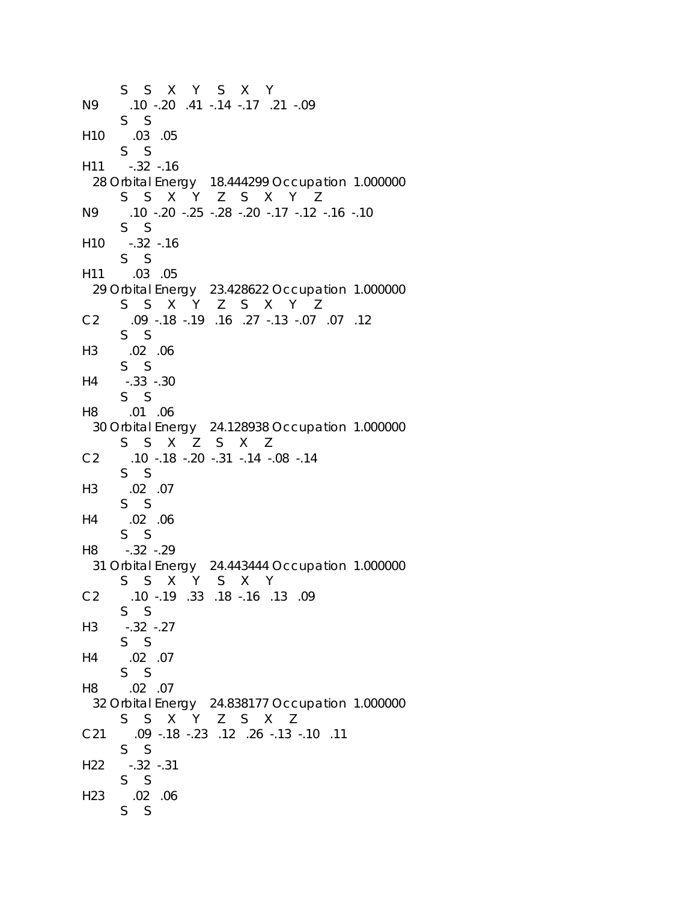```
        S    S    X    Y    S    X    Y
N9       .10  -.20   .41  -.14  -.17   .21  -.09
        S    S
H10       .03   .05
        S    S
H11      -.32  -.16
  28 Orbital Energy    18.444299 Occupation  1.000000
        S    S    X    Y    Z    S    X    Y    Z
N9       .10  -.20  -.25  -.28  -.20  -.17  -.12  -.16  -.10
        S    S
H10      -.32  -.16
        S    S
H11       .03   .05
  29 Orbital Energy    23.428622 Occupation  1.000000
        S    S    X    Y    Z    S    X    Y    Z
C2       .09  -.18  -.19   .16   .27  -.13  -.07   .07   .12
        S    S
H3       .02   .06
        S    S
H4      -.33  -.30
        S    S
H8       .01   .06
  30 Orbital Energy    24.128938 Occupation  1.000000
        S    S    X    Z    S    X    Z
C2       .10  -.18  -.20  -.31  -.14  -.08  -.14
        S    S
H3       .02   .07
        S    S
H4       .02   .06
        S    S
H8      -.32  -.29
  31 Orbital Energy    24.443444 Occupation  1.000000
        S    S    X    Y    S    X    Y
C2       .10  -.19   .33   .18  -.16   .13   .09
        S    S
H3      -.32  -.27
        S    S
H4       .02   .07
        S    S
H8       .02   .07
  32 Orbital Energy    24.838177 Occupation  1.000000
        S    S    X    Y    Z    S    X    Z
C21      .09  -.18  -.23   .12   .26  -.13  -.10   .11
        S    S
H22      -.32  -.31
        S    S
H23       .02   .06
        S    S
```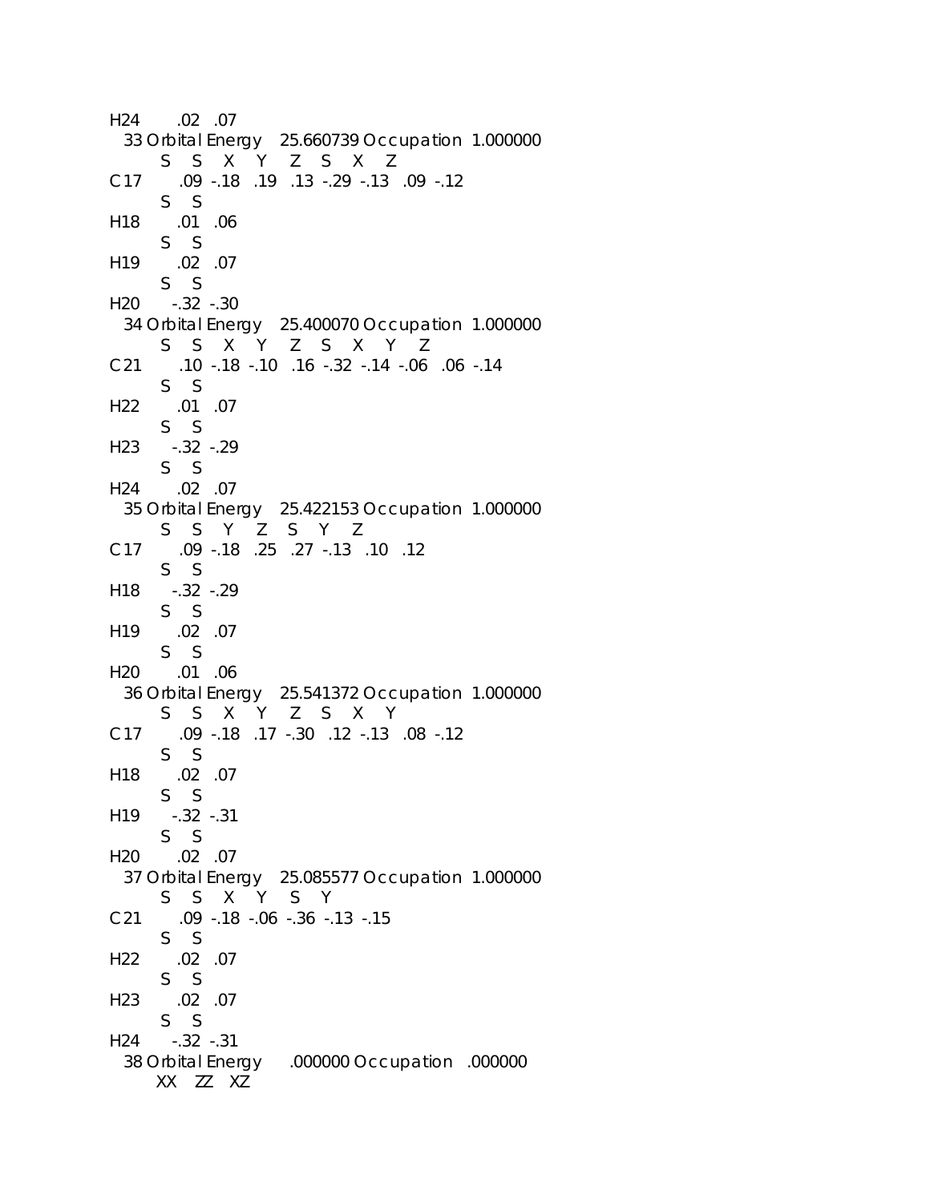```
H24      .02  .07
  33 Orbital Energy   25.660739 Occupation  1.000000
      S    S    X    Y    Z    S    X    Z
C17     .09  -.18  .19  .13  -.29  -.13  .09  -.12
      S    S
H18     .01  .06
      S    S
H19     .02  .07
      S    S
H20    -.32  -.30
  34 Orbital Energy   25.400070 Occupation  1.000000
      S    S    X    Y    Z    S    X    Y    Z
C21     .10  -.18  -.10  .16  -.32  -.14  -.06  .06  -.14
      S    S
H22     .01  .07
      S    S
H23    -.32  -.29
      S    S
H24     .02  .07
  35 Orbital Energy   25.422153 Occupation  1.000000
      S    S    Y    Z    S    Y    Z
C17     .09  -.18  .25  .27  -.13  .10  .12
      S    S
H18    -.32  -.29
      S    S
H19     .02  .07
      S    S
H20     .01  .06
  36 Orbital Energy   25.541372 Occupation  1.000000
      S    S    X    Y    Z    S    X    Y
C17     .09  -.18  .17  -.30  .12  -.13  .08  -.12
      S    S
H18     .02  .07
      S    S
H19    -.32  -.31
      S    S
H20     .02  .07
  37 Orbital Energy   25.085577 Occupation  1.000000
      S    S    X    Y    S    Y
C21     .09  -.18  -.06  -.36  -.13  -.15
      S    S
H22     .02  .07
      S    S
H23     .02  .07
      S    S
H24    -.32  -.31
  38 Orbital Energy     .000000 Occupation   .000000
      XX   ZZ   XZ
```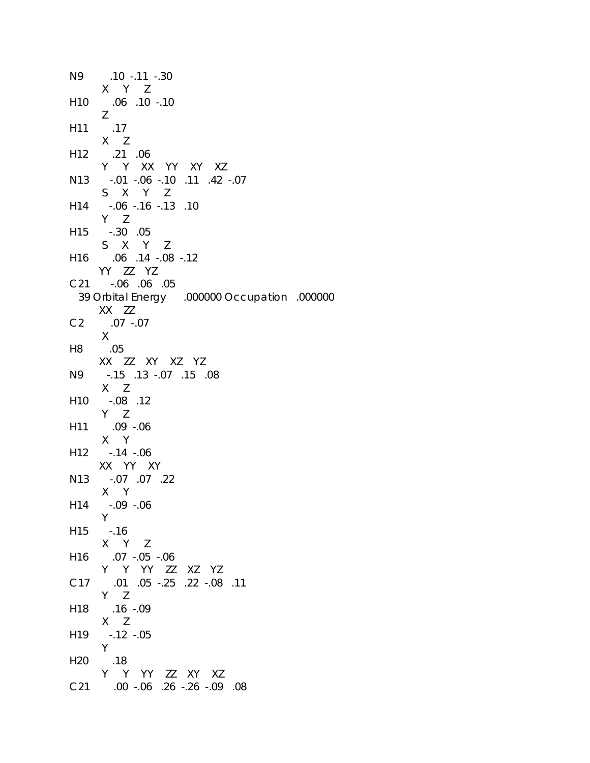```
N9        .10  -.11  -.30
          X     Y     Z
H10       .06   .10  -.10
          Z
H11       .17
          X     Z
H12       .21   .06
          Y     Y     XX    YY    XY    XZ
N13      -.01  -.06  -.10   .11   .42  -.07
          S     X     Y     Z
H14      -.06  -.16  -.13   .10
          Y     Z
H15      -.30   .05
          S     X     Y     Z
H16       .06   .14  -.08  -.12
          YY    ZZ    YZ
C21      -.06   .06   .05
  39 Orbital Energy     .000000 Occupation   .000000
          XX    ZZ
C2        .07  -.07
          X
H8        .05
          XX    ZZ    XY    XZ    YZ
N9       -.15   .13  -.07   .15   .08
          X     Z
H10      -.08   .12
          Y     Z
H11       .09  -.06
          X     Y
H12      -.14  -.06
          XX    YY    XY
N13      -.07   .07   .22
          X     Y
H14      -.09  -.06
          Y
H15      -.16
          X     Y     Z
H16       .07  -.05  -.06
          Y     Y     YY    ZZ    XZ    YZ
C17       .01   .05  -.25   .22  -.08   .11
          Y     Z
H18       .16  -.09
          X     Z
H19      -.12  -.05
          Y
H20       .18
          Y     Y     YY    ZZ    XY    XZ
C21       .00  -.06   .26  -.26  -.09   .08
```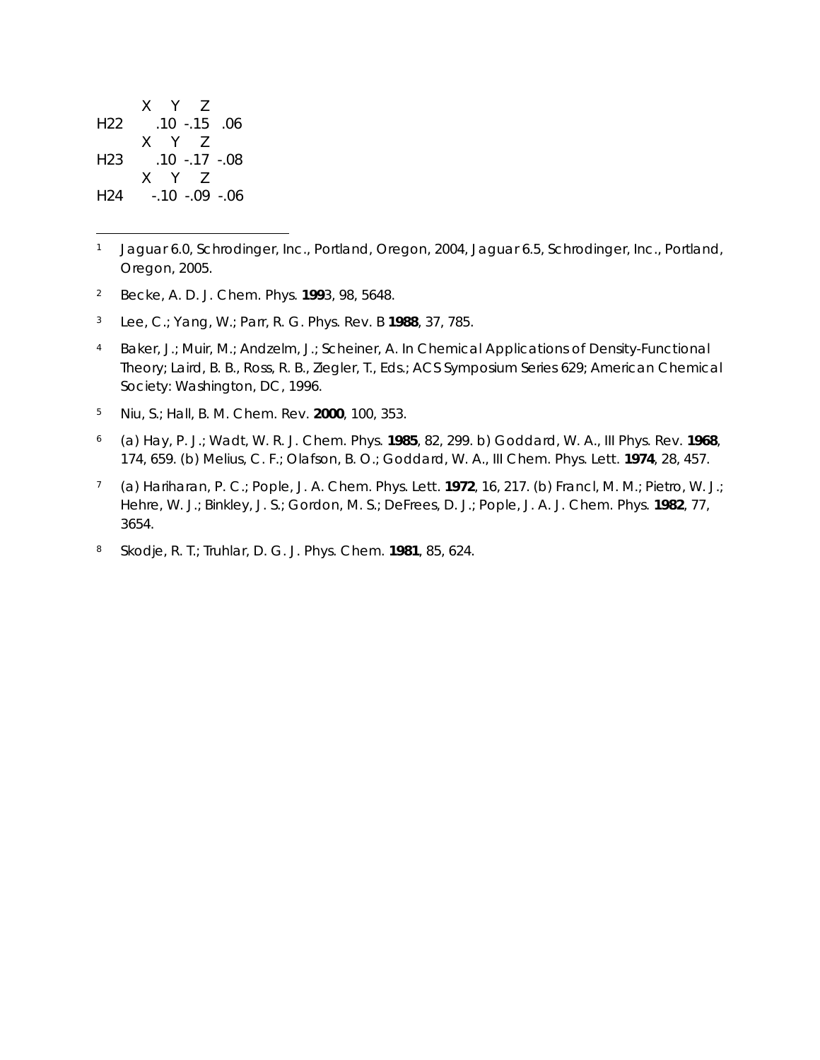| | X | Y | Z |
|---|---|---|---|
| H22 | .10 | -.15 | .06 |

| | X | Y | Z |
|---|---|---|---|
| H23 | .10 | -.17 | -.08 |

| | X | Y | Z |
|---|---|---|---|
| H24 | -.10 | -.09 | -.06 |

---

[1] Jaguar 6.0, Schrodinger, Inc., Portland, Oregon, 2004, Jaguar 6.5, Schrodinger, Inc., Portland, Oregon, 2005.

[2] Becke, A. D. J. Chem. Phys. **199**3, 98, 5648.

[3] Lee, C.; Yang, W.; Parr, R. G. Phys. Rev. B **1988**, 37, 785.

[4] Baker, J.; Muir, M.; Andzelm, J.; Scheiner, A. In Chemical Applications of Density-Functional Theory; Laird, B. B., Ross, R. B., Ziegler, T., Eds.; ACS Symposium Series 629; American Chemical Society: Washington, DC, 1996.

[5] Niu, S.; Hall, B. M. Chem. Rev. **2000**, 100, 353.

[6] (a) Hay, P. J.; Wadt, W. R. J. Chem. Phys. **1985**, 82, 299. b) Goddard, W. A., III Phys. Rev. **1968**, 174, 659. (b) Melius, C. F.; Olafson, B. O.; Goddard, W. A., III Chem. Phys. Lett. **1974**, 28, 457.

[7] (a) Hariharan, P. C.; Pople, J. A. Chem. Phys. Lett. **1972**, 16, 217. (b) Francl, M. M.; Pietro, W. J.; Hehre, W. J.; Binkley, J. S.; Gordon, M. S.; DeFrees, D. J.; Pople, J. A. J. Chem. Phys. **1982**, 77, 3654.

[8] Skodje, R. T.; Truhlar, D. G. J. Phys. Chem. **1981**, 85, 624.